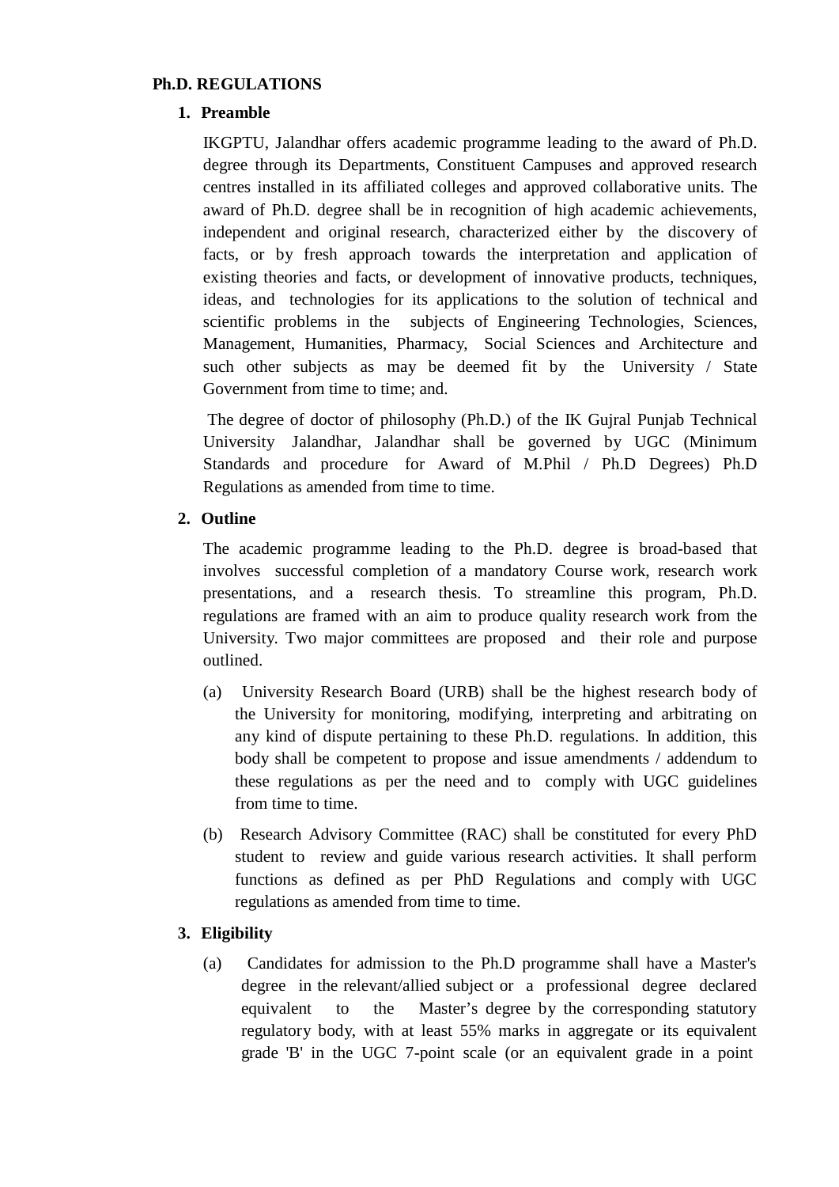# Ph.D. REGULATIONS

## 1. Preamble

IKGPTU, Jalandhar offers academic programme leading to the award of Ph.D. degree through its Departments, Constituent Campuses and approved research centres installed in its affiliated colleges and approved collaborative units. The award of Ph.D. degree shall be in recognition of high academic achievements, independent and original research, characterized either by the discovery of facts, or by fresh approach towards the interpretation and application of existing theories and facts, or development of innovative products, techniques, ideas, and technologies for its applications to the solution of technical and scientific problems in the subjects of Engineering Technologies, Sciences, Management, Humanities, Pharmacy, Social Sciences and Architecture and such other subjects as may be deemed fit by the University / State Government from time to time; and.

The degree of doctor of philosophy (Ph.D.) of the IK Gujral Punjab Technical University Jalandhar, Jalandhar shall be governed by UGC (Minimum Standards and procedure for Award of M.Phil / Ph.D Degrees) Ph.D Regulations as amended from time to time.

## 2. Outline

The academic programme leading to the Ph.D. degree is broad-based that involves successful completion of a mandatory Course work, research work presentations, and a research thesis. To streamline this program, Ph.D. regulations are framed with an aim to produce quality research work from the University. Two major committees are proposed and their role and purpose outlined.

(a) University Research Board (URB) shall be the highest research body of the University for monitoring, modifying, interpreting and arbitrating on any kind of dispute pertaining to these Ph.D. regulations. In addition, this body shall be competent to propose and issue amendments / addendum to these regulations as per the need and to comply with UGC guidelines from time to time.

(b) Research Advisory Committee (RAC) shall be constituted for every PhD student to review and guide various research activities. It shall perform functions as defined as per PhD Regulations and comply with UGC regulations as amended from time to time.

## 3. Eligibility

(a) Candidates for admission to the Ph.D programme shall have a Master's degree in the relevant/allied subject or a professional degree declared equivalent to the Master's degree by the corresponding statutory regulatory body, with at least 55% marks in aggregate or its equivalent grade 'B' in the UGC 7-point scale (or an equivalent grade in a point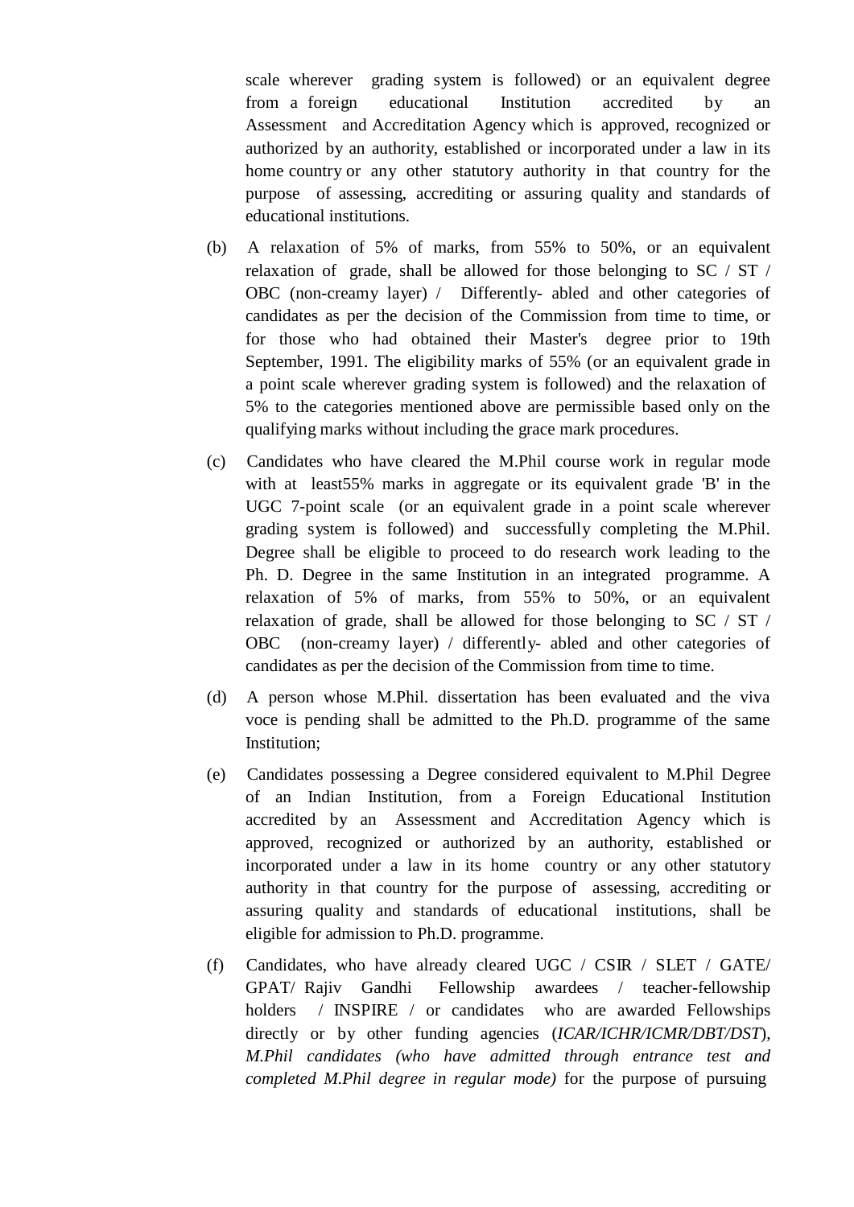scale wherever grading system is followed) or an equivalent degree from a foreign educational Institution accredited by an Assessment and Accreditation Agency which is approved, recognized or authorized by an authority, established or incorporated under a law in its home country or any other statutory authority in that country for the purpose of assessing, accrediting or assuring quality and standards of educational institutions.

(b) A relaxation of 5% of marks, from 55% to 50%, or an equivalent relaxation of grade, shall be allowed for those belonging to SC / ST / OBC (non-creamy layer) / Differently- abled and other categories of candidates as per the decision of the Commission from time to time, or for those who had obtained their Master's degree prior to 19th September, 1991. The eligibility marks of 55% (or an equivalent grade in a point scale wherever grading system is followed) and the relaxation of 5% to the categories mentioned above are permissible based only on the qualifying marks without including the grace mark procedures.

(c) Candidates who have cleared the M.Phil course work in regular mode with at least55% marks in aggregate or its equivalent grade 'B' in the UGC 7-point scale (or an equivalent grade in a point scale wherever grading system is followed) and successfully completing the M.Phil. Degree shall be eligible to proceed to do research work leading to the Ph. D. Degree in the same Institution in an integrated programme. A relaxation of 5% of marks, from 55% to 50%, or an equivalent relaxation of grade, shall be allowed for those belonging to SC / ST / OBC (non-creamy layer) / differently- abled and other categories of candidates as per the decision of the Commission from time to time.

(d) A person whose M.Phil. dissertation has been evaluated and the viva voce is pending shall be admitted to the Ph.D. programme of the same Institution;

(e) Candidates possessing a Degree considered equivalent to M.Phil Degree of an Indian Institution, from a Foreign Educational Institution accredited by an Assessment and Accreditation Agency which is approved, recognized or authorized by an authority, established or incorporated under a law in its home country or any other statutory authority in that country for the purpose of assessing, accrediting or assuring quality and standards of educational institutions, shall be eligible for admission to Ph.D. programme.

(f) Candidates, who have already cleared UGC / CSIR / SLET / GATE/ GPAT/ Rajiv Gandhi Fellowship awardees / teacher-fellowship holders / INSPIRE / or candidates who are awarded Fellowships directly or by other funding agencies (*ICAR/ICHR/ICMR/DBT/DST*), *M.Phil candidates (who have admitted through entrance test and completed M.Phil degree in regular mode)* for the purpose of pursuing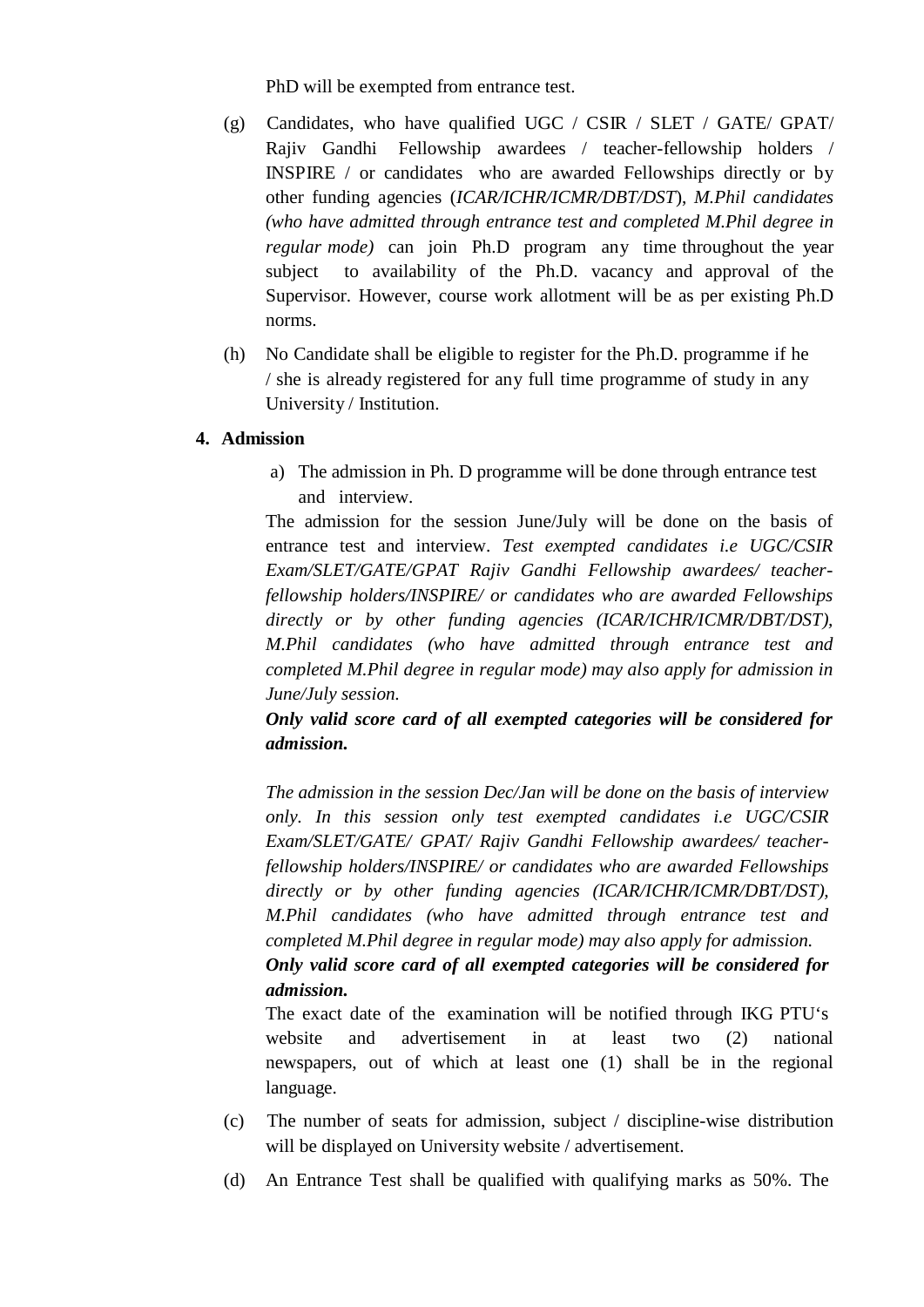PhD will be exempted from entrance test.

(g) Candidates, who have qualified UGC / CSIR / SLET / GATE/ GPAT/ Rajiv Gandhi Fellowship awardees / teacher-fellowship holders / INSPIRE / or candidates who are awarded Fellowships directly or by other funding agencies (*ICAR/ICHR/ICMR/DBT/DST*), *M.Phil candidates (who have admitted through entrance test and completed M.Phil degree in regular mode)* can join Ph.D program any time throughout the year subject to availability of the Ph.D. vacancy and approval of the Supervisor. However, course work allotment will be as per existing Ph.D norms.

(h) No Candidate shall be eligible to register for the Ph.D. programme if he / she is already registered for any full time programme of study in any University / Institution.

**4. Admission**

a) The admission in Ph. D programme will be done through entrance test and interview.

The admission for the session June/July will be done on the basis of entrance test and interview. *Test exempted candidates i.e UGC/CSIR Exam/SLET/GATE/GPAT Rajiv Gandhi Fellowship awardees/ teacher-fellowship holders/INSPIRE/ or candidates who are awarded Fellowships directly or by other funding agencies (ICAR/ICHR/ICMR/DBT/DST), M.Phil candidates (who have admitted through entrance test and completed M.Phil degree in regular mode) may also apply for admission in June/July session.*

***Only valid score card of all exempted categories will be considered for admission.***

*The admission in the session Dec/Jan will be done on the basis of interview only. In this session only test exempted candidates i.e UGC/CSIR Exam/SLET/GATE/ GPAT/ Rajiv Gandhi Fellowship awardees/ teacher-fellowship holders/INSPIRE/ or candidates who are awarded Fellowships directly or by other funding agencies (ICAR/ICHR/ICMR/DBT/DST), M.Phil candidates (who have admitted through entrance test and completed M.Phil degree in regular mode) may also apply for admission.*

***Only valid score card of all exempted categories will be considered for admission.***

The exact date of the examination will be notified through IKG PTU's website and advertisement in at least two (2) national newspapers, out of which at least one (1) shall be in the regional language.

(c) The number of seats for admission, subject / discipline-wise distribution will be displayed on University website / advertisement.

(d) An Entrance Test shall be qualified with qualifying marks as 50%. The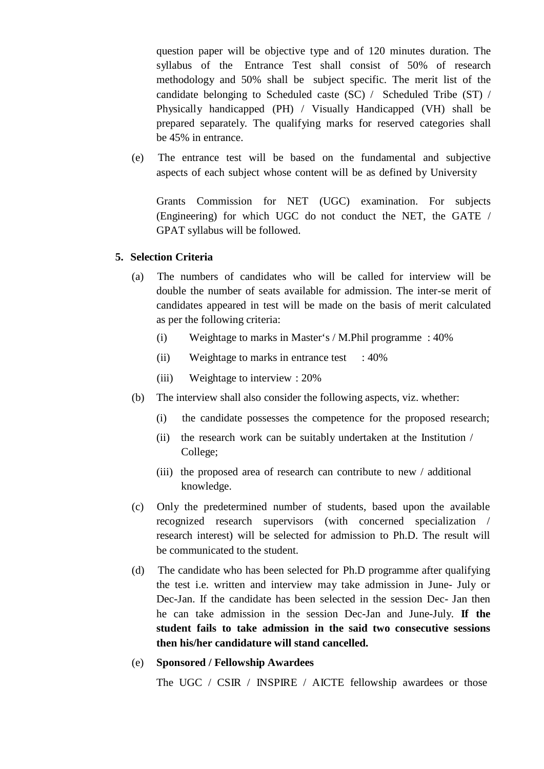question paper will be objective type and of 120 minutes duration. The syllabus of the Entrance Test shall consist of 50% of research methodology and 50% shall be subject specific. The merit list of the candidate belonging to Scheduled caste (SC) / Scheduled Tribe (ST) / Physically handicapped (PH) / Visually Handicapped (VH) shall be prepared separately. The qualifying marks for reserved categories shall be 45% in entrance.

(e) The entrance test will be based on the fundamental and subjective aspects of each subject whose content will be as defined by University Grants Commission for NET (UGC) examination. For subjects (Engineering) for which UGC do not conduct the NET, the GATE / GPAT syllabus will be followed.

## 5. Selection Criteria

(a) The numbers of candidates who will be called for interview will be double the number of seats available for admission. The inter-se merit of candidates appeared in test will be made on the basis of merit calculated as per the following criteria:

- (i) Weightage to marks in Master's / M.Phil programme : 40%
- (ii) Weightage to marks in entrance test : 40%
- (iii) Weightage to interview : 20%

(b) The interview shall also consider the following aspects, viz. whether:

- (i) the candidate possesses the competence for the proposed research;
- (ii) the research work can be suitably undertaken at the Institution / College;
- (iii) the proposed area of research can contribute to new / additional knowledge.

(c) Only the predetermined number of students, based upon the available recognized research supervisors (with concerned specialization / research interest) will be selected for admission to Ph.D. The result will be communicated to the student.

(d) The candidate who has been selected for Ph.D programme after qualifying the test i.e. written and interview may take admission in June- July or Dec-Jan. If the candidate has been selected in the session Dec- Jan then he can take admission in the session Dec-Jan and June-July. **If the student fails to take admission in the said two consecutive sessions then his/her candidature will stand cancelled.**

(e) **Sponsored / Fellowship Awardees**

The UGC / CSIR / INSPIRE / AICTE fellowship awardees or those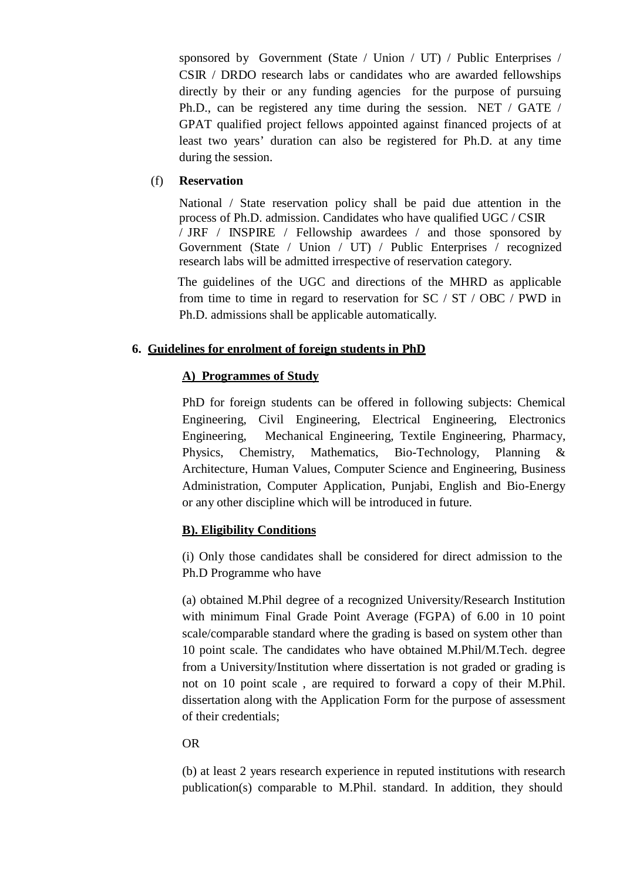sponsored by Government (State / Union / UT) / Public Enterprises / CSIR / DRDO research labs or candidates who are awarded fellowships directly by their or any funding agencies for the purpose of pursuing Ph.D., can be registered any time during the session. NET / GATE / GPAT qualified project fellows appointed against financed projects of at least two years' duration can also be registered for Ph.D. at any time during the session.

(f) **Reservation**

National / State reservation policy shall be paid due attention in the process of Ph.D. admission. Candidates who have qualified UGC / CSIR / JRF / INSPIRE / Fellowship awardees / and those sponsored by Government (State / Union / UT) / Public Enterprises / recognized research labs will be admitted irrespective of reservation category.

The guidelines of the UGC and directions of the MHRD as applicable from time to time in regard to reservation for SC / ST / OBC / PWD in Ph.D. admissions shall be applicable automatically.

## 6. Guidelines for enrolment of foreign students in PhD

### A) Programmes of Study

PhD for foreign students can be offered in following subjects: Chemical Engineering, Civil Engineering, Electrical Engineering, Electronics Engineering, Mechanical Engineering, Textile Engineering, Pharmacy, Physics, Chemistry, Mathematics, Bio-Technology, Planning & Architecture, Human Values, Computer Science and Engineering, Business Administration, Computer Application, Punjabi, English and Bio-Energy or any other discipline which will be introduced in future.

### B). Eligibility Conditions

(i) Only those candidates shall be considered for direct admission to the Ph.D Programme who have

(a) obtained M.Phil degree of a recognized University/Research Institution with minimum Final Grade Point Average (FGPA) of 6.00 in 10 point scale/comparable standard where the grading is based on system other than 10 point scale. The candidates who have obtained M.Phil/M.Tech. degree from a University/Institution where dissertation is not graded or grading is not on 10 point scale , are required to forward a copy of their M.Phil. dissertation along with the Application Form for the purpose of assessment of their credentials;

OR

(b) at least 2 years research experience in reputed institutions with research publication(s) comparable to M.Phil. standard. In addition, they should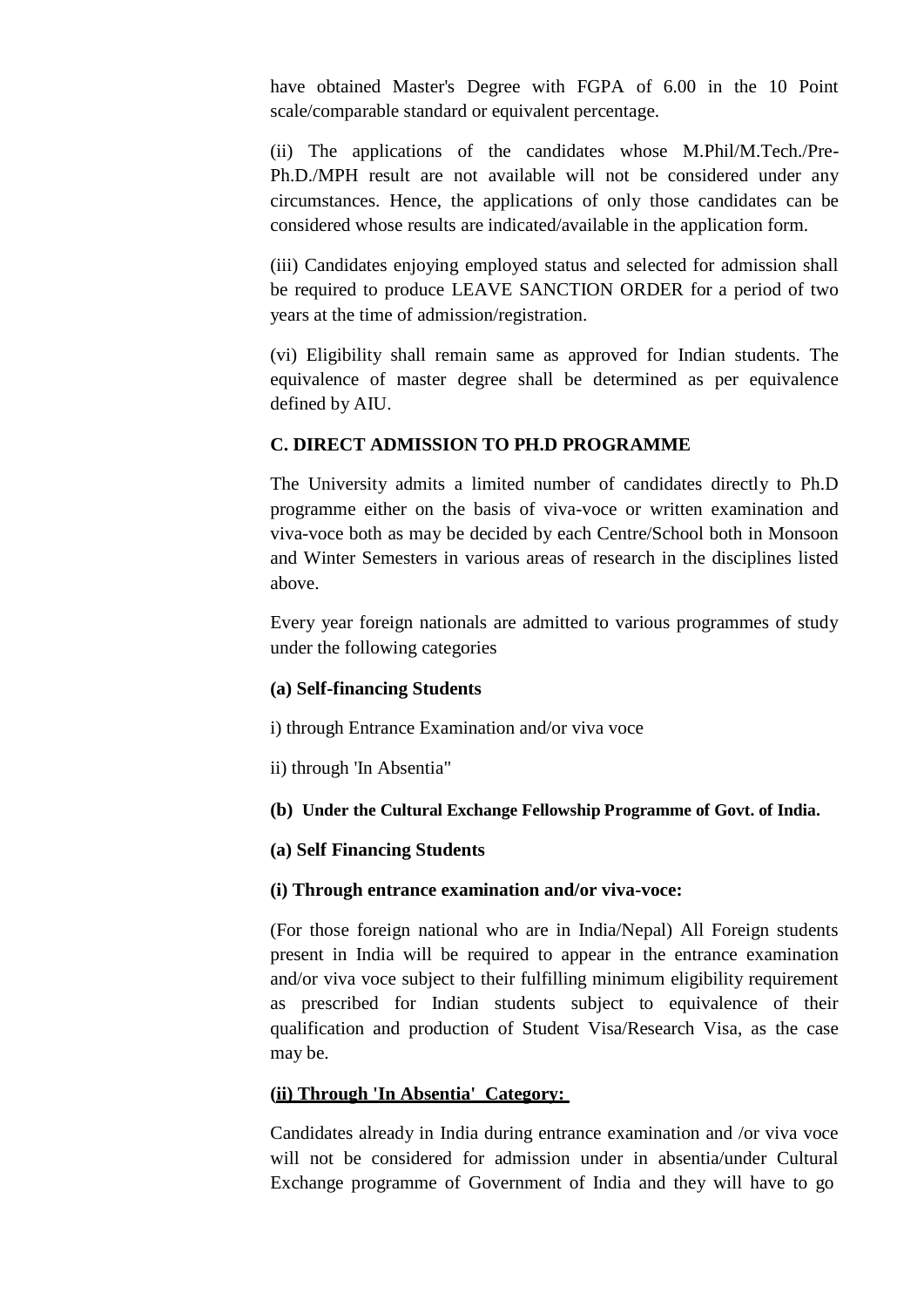have obtained Master's Degree with FGPA of 6.00 in the 10 Point scale/comparable standard or equivalent percentage.

(ii) The applications of the candidates whose M.Phil/M.Tech./Pre-Ph.D./MPH result are not available will not be considered under any circumstances. Hence, the applications of only those candidates can be considered whose results are indicated/available in the application form.

(iii) Candidates enjoying employed status and selected for admission shall be required to produce LEAVE SANCTION ORDER for a period of two years at the time of admission/registration.

(vi) Eligibility shall remain same as approved for Indian students. The equivalence of master degree shall be determined as per equivalence defined by AIU.

**C. DIRECT ADMISSION TO PH.D PROGRAMME**

The University admits a limited number of candidates directly to Ph.D programme either on the basis of viva-voce or written examination and viva-voce both as may be decided by each Centre/School both in Monsoon and Winter Semesters in various areas of research in the disciplines listed above.

Every year foreign nationals are admitted to various programmes of study under the following categories

**(a) Self-financing Students**

i) through Entrance Examination and/or viva voce

ii) through 'In Absentia"

**(b) Under the Cultural Exchange Fellowship Programme of Govt. of India.**

**(a) Self Financing Students**

**(i) Through entrance examination and/or viva-voce:**

(For those foreign national who are in India/Nepal) All Foreign students present in India will be required to appear in the entrance examination and/or viva voce subject to their fulfilling minimum eligibility requirement as prescribed for Indian students subject to equivalence of their qualification and production of Student Visa/Research Visa, as the case may be.

**(ii) Through 'In Absentia' Category:**

Candidates already in India during entrance examination and /or viva voce will not be considered for admission under in absentia/under Cultural Exchange programme of Government of India and they will have to go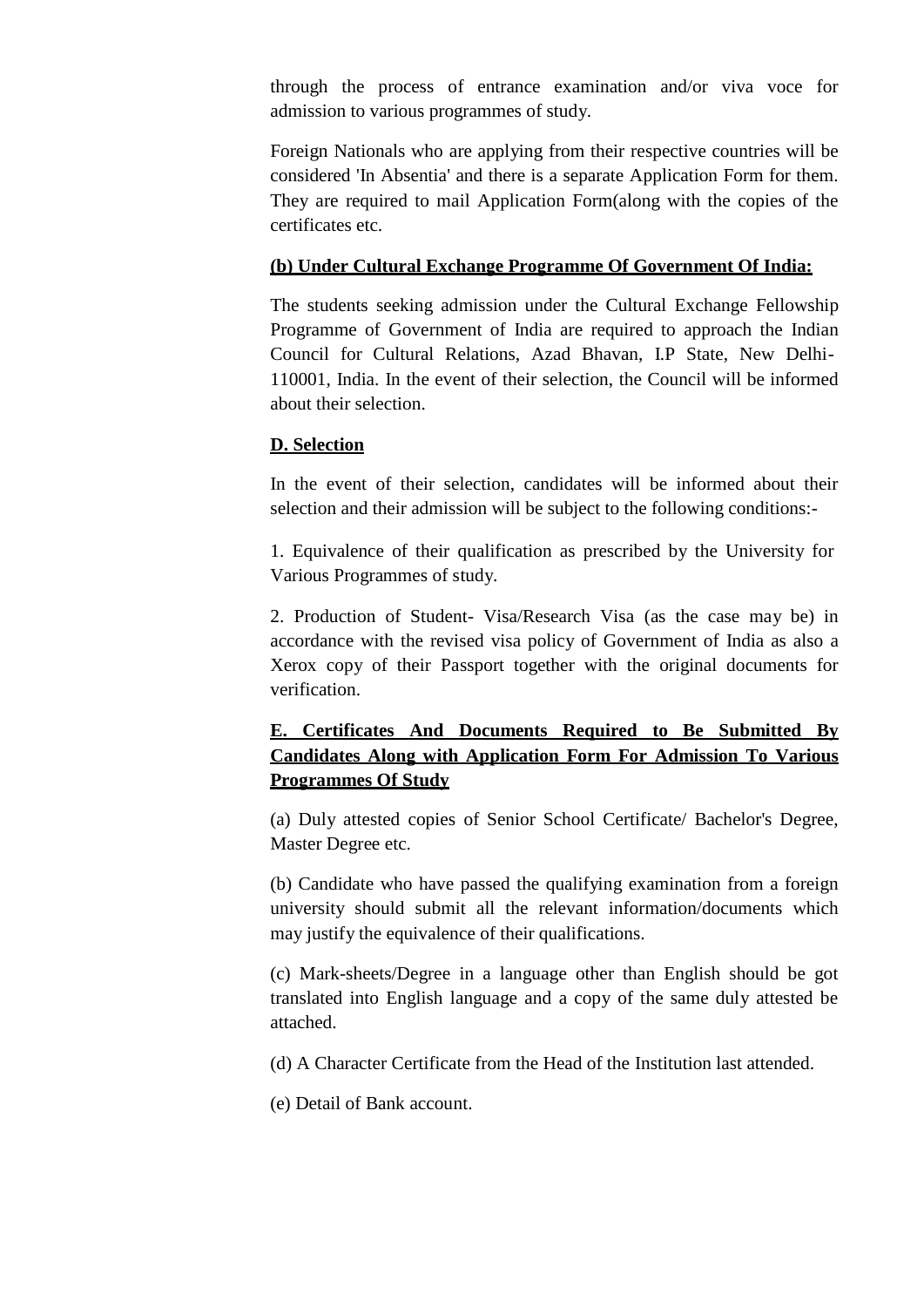through the process of entrance examination and/or viva voce for admission to various programmes of study.

Foreign Nationals who are applying from their respective countries will be considered 'In Absentia' and there is a separate Application Form for them. They are required to mail Application Form(along with the copies of the certificates etc.

**(b) Under Cultural Exchange Programme Of Government Of India:**

The students seeking admission under the Cultural Exchange Fellowship Programme of Government of India are required to approach the Indian Council for Cultural Relations, Azad Bhavan, I.P State, New Delhi- 110001, India. In the event of their selection, the Council will be informed about their selection.

**D. Selection**

In the event of their selection, candidates will be informed about their selection and their admission will be subject to the following conditions:-

1. Equivalence of their qualification as prescribed by the University for Various Programmes of study.

2. Production of Student- Visa/Research Visa (as the case may be) in accordance with the revised visa policy of Government of India as also a Xerox copy of their Passport together with the original documents for verification.

**E. Certificates And Documents Required to Be Submitted By Candidates Along with Application Form For Admission To Various Programmes Of Study**

(a) Duly attested copies of Senior School Certificate/ Bachelor's Degree, Master Degree etc.

(b) Candidate who have passed the qualifying examination from a foreign university should submit all the relevant information/documents which may justify the equivalence of their qualifications.

(c) Mark-sheets/Degree in a language other than English should be got translated into English language and a copy of the same duly attested be attached.

(d) A Character Certificate from the Head of the Institution last attended.

(e) Detail of Bank account.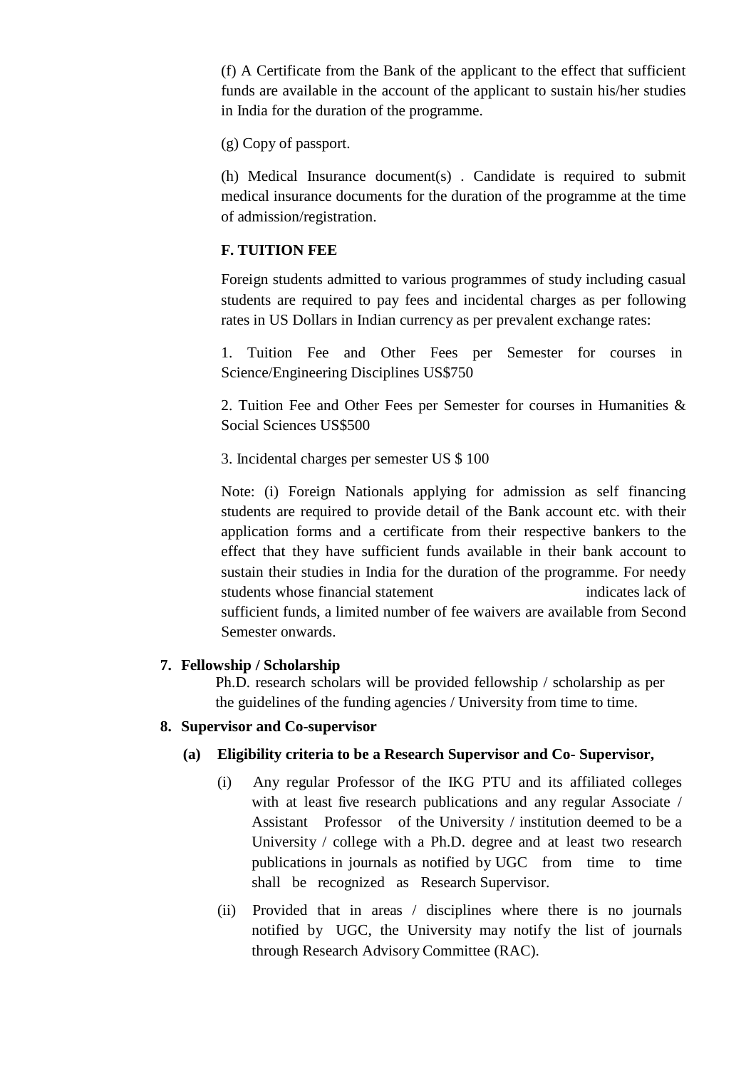(f) A Certificate from the Bank of the applicant to the effect that sufficient funds are available in the account of the applicant to sustain his/her studies in India for the duration of the programme.

(g) Copy of passport.

(h) Medical Insurance document(s) . Candidate is required to submit medical insurance documents for the duration of the programme at the time of admission/registration.

**F. TUITION FEE**

Foreign students admitted to various programmes of study including casual students are required to pay fees and incidental charges as per following rates in US Dollars in Indian currency as per prevalent exchange rates:

1. Tuition Fee and Other Fees per Semester for courses in Science/Engineering Disciplines US$750

2. Tuition Fee and Other Fees per Semester for courses in Humanities & Social Sciences US$500

3. Incidental charges per semester US $ 100

Note: (i) Foreign Nationals applying for admission as self financing students are required to provide detail of the Bank account etc. with their application forms and a certificate from their respective bankers to the effect that they have sufficient funds available in their bank account to sustain their studies in India for the duration of the programme. For needy students whose financial statement indicates lack of sufficient funds, a limited number of fee waivers are available from Second Semester onwards.

**7. Fellowship / Scholarship**

Ph.D. research scholars will be provided fellowship / scholarship as per the guidelines of the funding agencies / University from time to time.

**8. Supervisor and Co-supervisor**

**(a) Eligibility criteria to be a Research Supervisor and Co- Supervisor,**

(i) Any regular Professor of the IKG PTU and its affiliated colleges with at least five research publications and any regular Associate / Assistant Professor of the University / institution deemed to be a University / college with a Ph.D. degree and at least two research publications in journals as notified by UGC from time to time shall be recognized as Research Supervisor.

(ii) Provided that in areas / disciplines where there is no journals notified by UGC, the University may notify the list of journals through Research Advisory Committee (RAC).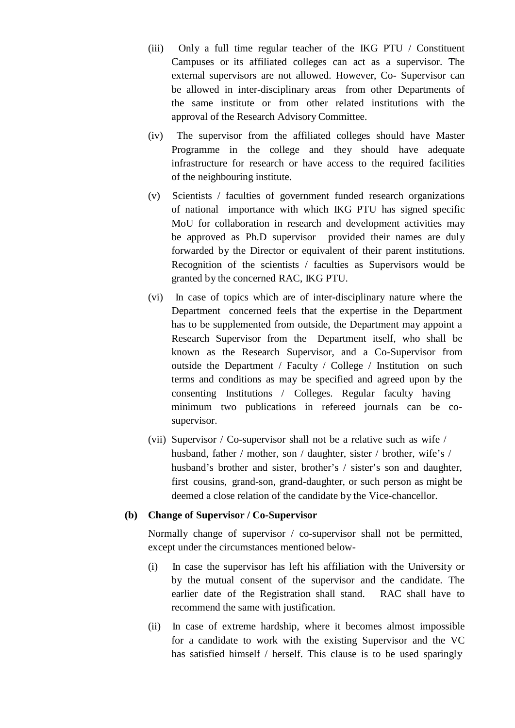(iii) Only a full time regular teacher of the IKG PTU / Constituent Campuses or its affiliated colleges can act as a supervisor. The external supervisors are not allowed. However, Co- Supervisor can be allowed in inter-disciplinary areas from other Departments of the same institute or from other related institutions with the approval of the Research Advisory Committee.

(iv) The supervisor from the affiliated colleges should have Master Programme in the college and they should have adequate infrastructure for research or have access to the required facilities of the neighbouring institute.

(v) Scientists / faculties of government funded research organizations of national importance with which IKG PTU has signed specific MoU for collaboration in research and development activities may be approved as Ph.D supervisor provided their names are duly forwarded by the Director or equivalent of their parent institutions. Recognition of the scientists / faculties as Supervisors would be granted by the concerned RAC, IKG PTU.

(vi) In case of topics which are of inter-disciplinary nature where the Department concerned feels that the expertise in the Department has to be supplemented from outside, the Department may appoint a Research Supervisor from the Department itself, who shall be known as the Research Supervisor, and a Co-Supervisor from outside the Department / Faculty / College / Institution on such terms and conditions as may be specified and agreed upon by the consenting Institutions / Colleges. Regular faculty having minimum two publications in refereed journals can be co-supervisor.

(vii) Supervisor / Co-supervisor shall not be a relative such as wife / husband, father / mother, son / daughter, sister / brother, wife's / husband's brother and sister, brother's / sister's son and daughter, first cousins, grand-son, grand-daughter, or such person as might be deemed a close relation of the candidate by the Vice-chancellor.

**(b) Change of Supervisor / Co-Supervisor**

Normally change of supervisor / co-supervisor shall not be permitted, except under the circumstances mentioned below-

(i) In case the supervisor has left his affiliation with the University or by the mutual consent of the supervisor and the candidate. The earlier date of the Registration shall stand. RAC shall have to recommend the same with justification.

(ii) In case of extreme hardship, where it becomes almost impossible for a candidate to work with the existing Supervisor and the VC has satisfied himself / herself. This clause is to be used sparingly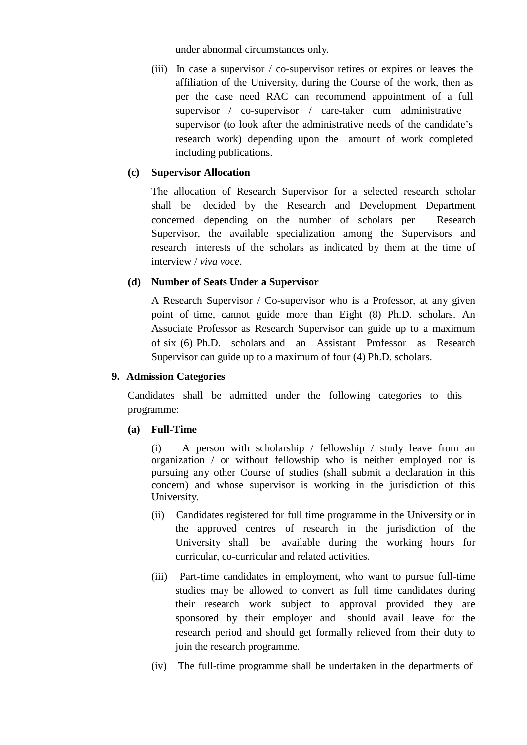under abnormal circumstances only.

(iii) In case a supervisor / co-supervisor retires or expires or leaves the affiliation of the University, during the Course of the work, then as per the case need RAC can recommend appointment of a full supervisor / co-supervisor / care-taker cum administrative supervisor (to look after the administrative needs of the candidate's research work) depending upon the amount of work completed including publications.

**(c) Supervisor Allocation**

The allocation of Research Supervisor for a selected research scholar shall be decided by the Research and Development Department concerned depending on the number of scholars per Research Supervisor, the available specialization among the Supervisors and research interests of the scholars as indicated by them at the time of interview / *viva voce*.

**(d) Number of Seats Under a Supervisor**

A Research Supervisor / Co-supervisor who is a Professor, at any given point of time, cannot guide more than Eight (8) Ph.D. scholars. An Associate Professor as Research Supervisor can guide up to a maximum of six (6) Ph.D. scholars and an Assistant Professor as Research Supervisor can guide up to a maximum of four (4) Ph.D. scholars.

**9. Admission Categories**

Candidates shall be admitted under the following categories to this programme:

**(a) Full-Time**

(i) A person with scholarship / fellowship / study leave from an organization / or without fellowship who is neither employed nor is pursuing any other Course of studies (shall submit a declaration in this concern) and whose supervisor is working in the jurisdiction of this University.

(ii) Candidates registered for full time programme in the University or in the approved centres of research in the jurisdiction of the University shall be available during the working hours for curricular, co-curricular and related activities.

(iii) Part-time candidates in employment, who want to pursue full-time studies may be allowed to convert as full time candidates during their research work subject to approval provided they are sponsored by their employer and should avail leave for the research period and should get formally relieved from their duty to join the research programme.

(iv) The full-time programme shall be undertaken in the departments of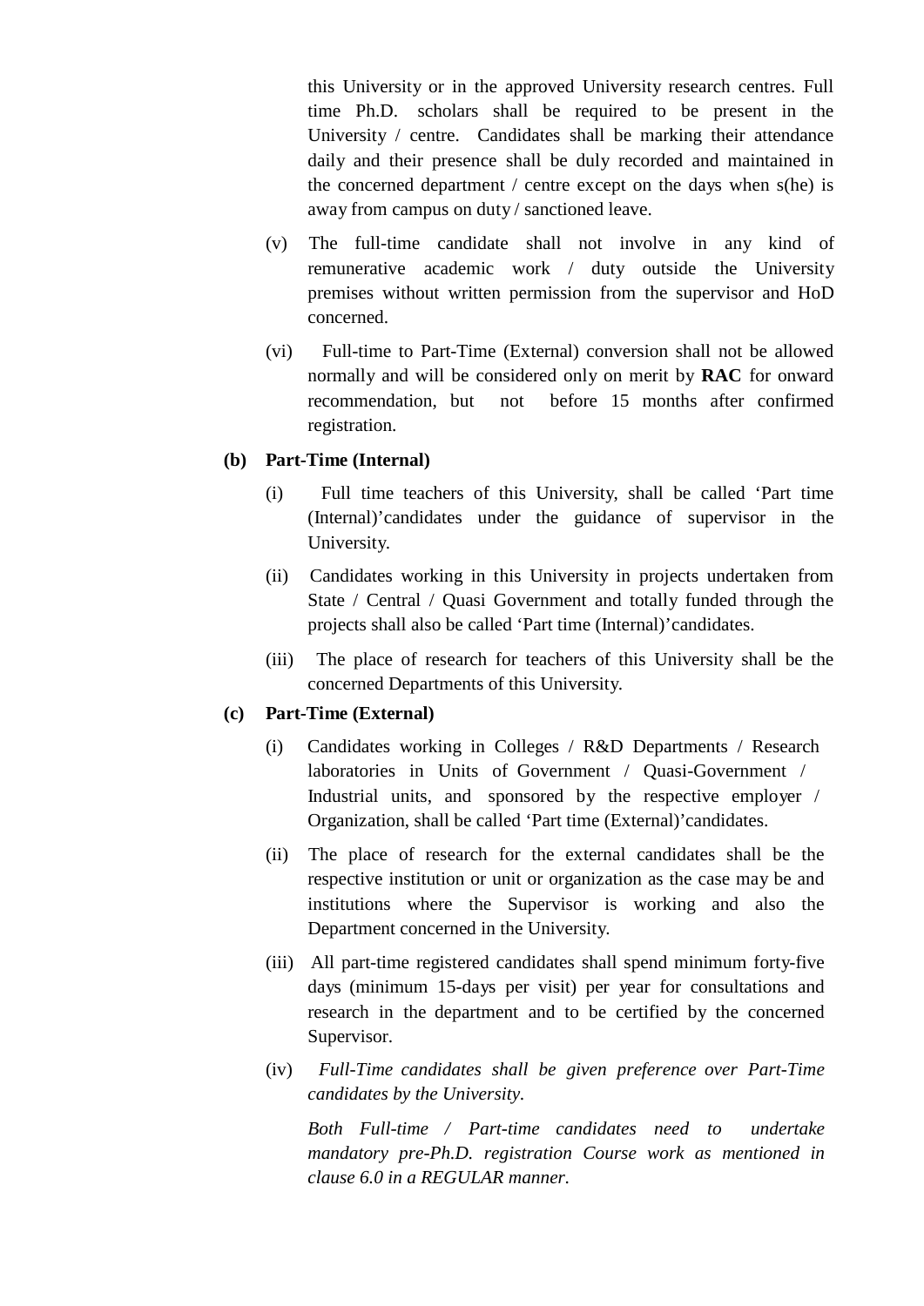this University or in the approved University research centres. Full time Ph.D. scholars shall be required to be present in the University / centre. Candidates shall be marking their attendance daily and their presence shall be duly recorded and maintained in the concerned department / centre except on the days when s(he) is away from campus on duty / sanctioned leave.

(v) The full-time candidate shall not involve in any kind of remunerative academic work / duty outside the University premises without written permission from the supervisor and HoD concerned.

(vi) Full-time to Part-Time (External) conversion shall not be allowed normally and will be considered only on merit by **RAC** for onward recommendation, but not before 15 months after confirmed registration.

**(b) Part-Time (Internal)**

(i) Full time teachers of this University, shall be called 'Part time (Internal)' candidates under the guidance of supervisor in the University.

(ii) Candidates working in this University in projects undertaken from State / Central / Quasi Government and totally funded through the projects shall also be called 'Part time (Internal)' candidates.

(iii) The place of research for teachers of this University shall be the concerned Departments of this University.

**(c) Part-Time (External)**

(i) Candidates working in Colleges / R&D Departments / Research laboratories in Units of Government / Quasi-Government / Industrial units, and sponsored by the respective employer / Organization, shall be called 'Part time (External)' candidates.

(ii) The place of research for the external candidates shall be the respective institution or unit or organization as the case may be and institutions where the Supervisor is working and also the Department concerned in the University.

(iii) All part-time registered candidates shall spend minimum forty-five days (minimum 15-days per visit) per year for consultations and research in the department and to be certified by the concerned Supervisor.

(iv) *Full-Time candidates shall be given preference over Part-Time candidates by the University.*

*Both Full-time / Part-time candidates need to undertake mandatory pre-Ph.D. registration Course work as mentioned in clause 6.0 in a REGULAR manner.*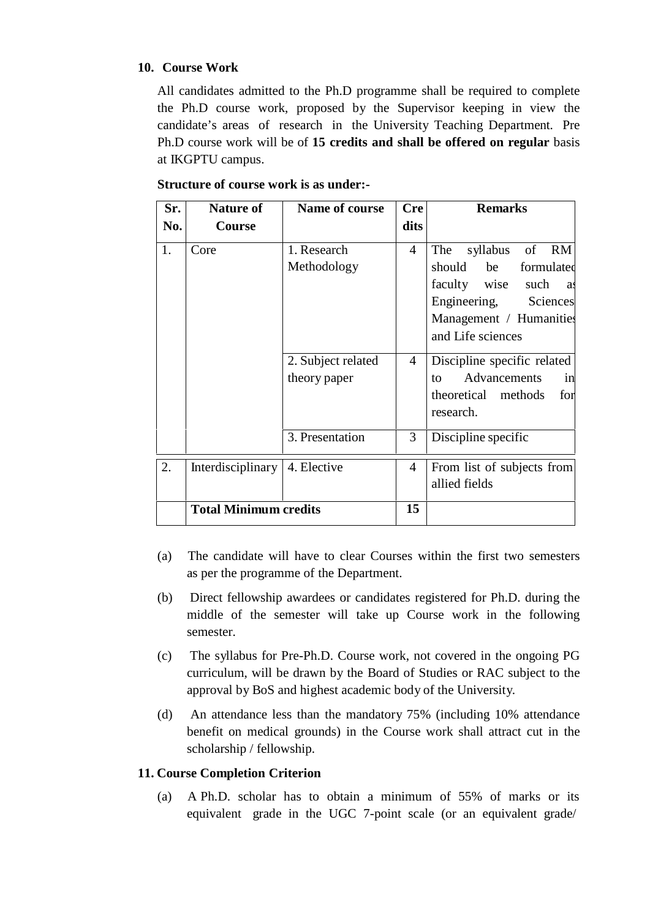## 10. Course Work

All candidates admitted to the Ph.D programme shall be required to complete the Ph.D course work, proposed by the Supervisor keeping in view the candidate's areas of research in the University Teaching Department. Pre Ph.D course work will be of **15 credits and shall be offered on regular** basis at IKGPTU campus.

**Structure of course work is as under:-**

| Sr. No. | Nature of Course | Name of course | Credits | Remarks |
|---|---|---|---|---|
| 1. | Core | 1. Research Methodology | 4 | The syllabus of RM should be formulated faculty wise such as Engineering, Sciences Management / Humanities and Life sciences |
| | | 2. Subject related theory paper | 4 | Discipline specific related to Advancements in theoretical methods for research. |
| | | 3. Presentation | 3 | Discipline specific |
| 2. | Interdisciplinary | 4. Elective | 4 | From list of subjects from allied fields |
| | **Total Minimum credits** | | **15** | |

(a) The candidate will have to clear Courses within the first two semesters as per the programme of the Department.

(b) Direct fellowship awardees or candidates registered for Ph.D. during the middle of the semester will take up Course work in the following semester.

(c) The syllabus for Pre-Ph.D. Course work, not covered in the ongoing PG curriculum, will be drawn by the Board of Studies or RAC subject to the approval by BoS and highest academic body of the University.

(d) An attendance less than the mandatory 75% (including 10% attendance benefit on medical grounds) in the Course work shall attract cut in the scholarship / fellowship.

## 11. Course Completion Criterion

(a) A Ph.D. scholar has to obtain a minimum of 55% of marks or its equivalent grade in the UGC 7-point scale (or an equivalent grade/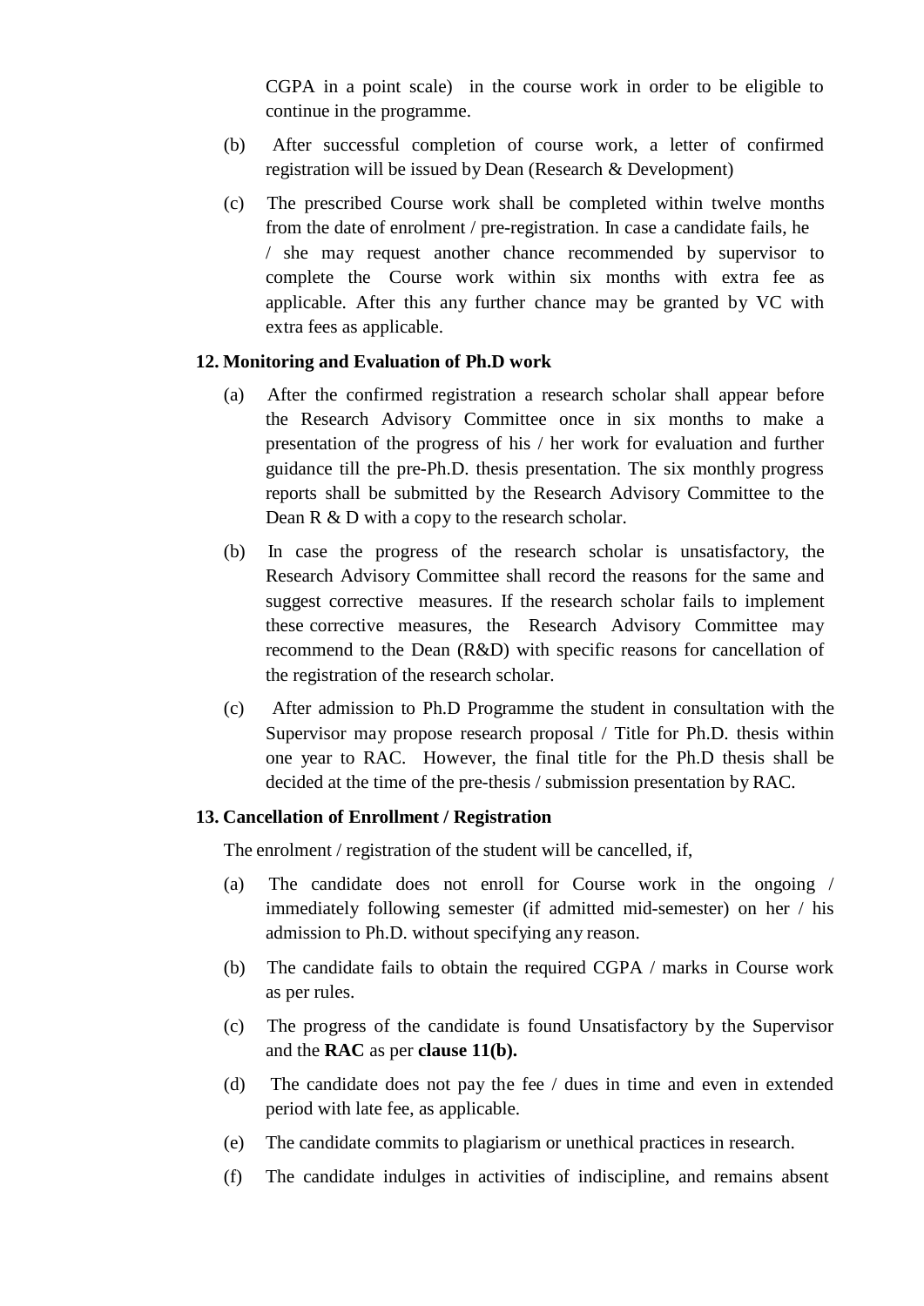CGPA in a point scale) in the course work in order to be eligible to continue in the programme.

(b) After successful completion of course work, a letter of confirmed registration will be issued by Dean (Research & Development)

(c) The prescribed Course work shall be completed within twelve months from the date of enrolment / pre-registration. In case a candidate fails, he / she may request another chance recommended by supervisor to complete the Course work within six months with extra fee as applicable. After this any further chance may be granted by VC with extra fees as applicable.

**12. Monitoring and Evaluation of Ph.D work**

(a) After the confirmed registration a research scholar shall appear before the Research Advisory Committee once in six months to make a presentation of the progress of his / her work for evaluation and further guidance till the pre-Ph.D. thesis presentation. The six monthly progress reports shall be submitted by the Research Advisory Committee to the Dean R & D with a copy to the research scholar.

(b) In case the progress of the research scholar is unsatisfactory, the Research Advisory Committee shall record the reasons for the same and suggest corrective measures. If the research scholar fails to implement these corrective measures, the Research Advisory Committee may recommend to the Dean (R&D) with specific reasons for cancellation of the registration of the research scholar.

(c) After admission to Ph.D Programme the student in consultation with the Supervisor may propose research proposal / Title for Ph.D. thesis within one year to RAC. However, the final title for the Ph.D thesis shall be decided at the time of the pre-thesis / submission presentation by RAC.

**13. Cancellation of Enrollment / Registration**

The enrolment / registration of the student will be cancelled, if,

(a) The candidate does not enroll for Course work in the ongoing / immediately following semester (if admitted mid-semester) on her / his admission to Ph.D. without specifying any reason.

(b) The candidate fails to obtain the required CGPA / marks in Course work as per rules.

(c) The progress of the candidate is found Unsatisfactory by the Supervisor and the **RAC** as per **clause 11(b).**

(d) The candidate does not pay the fee / dues in time and even in extended period with late fee, as applicable.

(e) The candidate commits to plagiarism or unethical practices in research.

(f) The candidate indulges in activities of indiscipline, and remains absent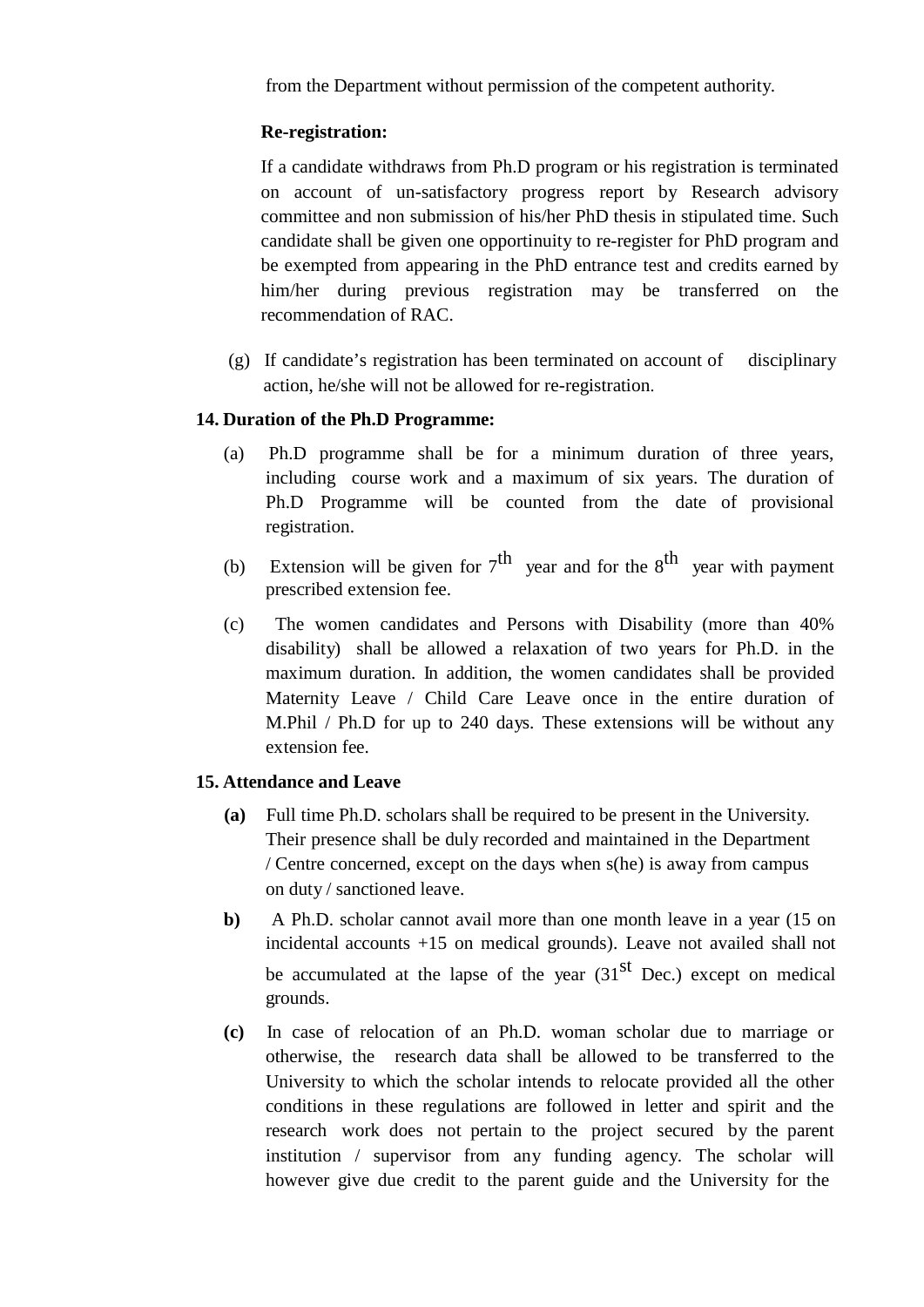from the Department without permission of the competent authority.

**Re-registration:**

If a candidate withdraws from Ph.D program or his registration is terminated on account of un-satisfactory progress report by Research advisory committee and non submission of his/her PhD thesis in stipulated time. Such candidate shall be given one opportinuity to re-register for PhD program and be exempted from appearing in the PhD entrance test and credits earned by him/her during previous registration may be transferred on the recommendation of RAC.

(g) If candidate's registration has been terminated on account of disciplinary action, he/she will not be allowed for re-registration.

**14. Duration of the Ph.D Programme:**

(a) Ph.D programme shall be for a minimum duration of three years, including course work and a maximum of six years. The duration of Ph.D Programme will be counted from the date of provisional registration.

(b) Extension will be given for 7th year and for the 8th year with payment prescribed extension fee.

(c) The women candidates and Persons with Disability (more than 40% disability) shall be allowed a relaxation of two years for Ph.D. in the maximum duration. In addition, the women candidates shall be provided Maternity Leave / Child Care Leave once in the entire duration of M.Phil / Ph.D for up to 240 days. These extensions will be without any extension fee.

**15. Attendance and Leave**

**(a)** Full time Ph.D. scholars shall be required to be present in the University. Their presence shall be duly recorded and maintained in the Department / Centre concerned, except on the days when s(he) is away from campus on duty / sanctioned leave.

**b)** A Ph.D. scholar cannot avail more than one month leave in a year (15 on incidental accounts +15 on medical grounds). Leave not availed shall not be accumulated at the lapse of the year (31st Dec.) except on medical grounds.

**(c)** In case of relocation of an Ph.D. woman scholar due to marriage or otherwise, the research data shall be allowed to be transferred to the University to which the scholar intends to relocate provided all the other conditions in these regulations are followed in letter and spirit and the research work does not pertain to the project secured by the parent institution / supervisor from any funding agency. The scholar will however give due credit to the parent guide and the University for the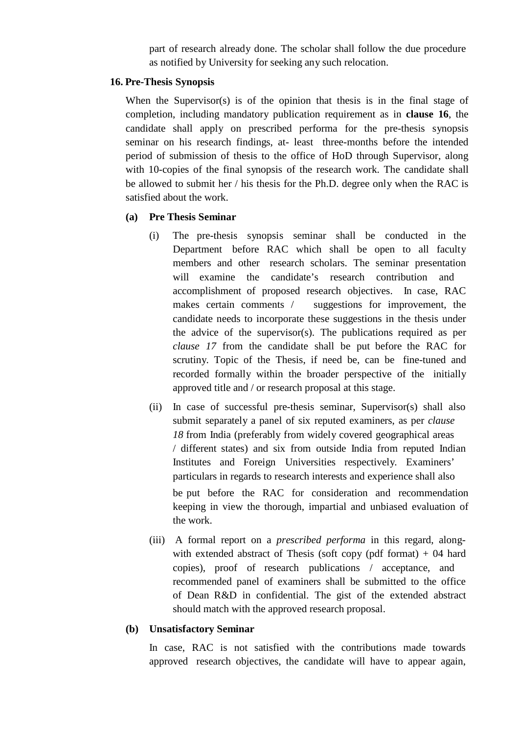part of research already done. The scholar shall follow the due procedure as notified by University for seeking any such relocation.

## 16. Pre-Thesis Synopsis

When the Supervisor(s) is of the opinion that thesis is in the final stage of completion, including mandatory publication requirement as in **clause 16**, the candidate shall apply on prescribed performa for the pre-thesis synopsis seminar on his research findings, at- least three-months before the intended period of submission of thesis to the office of HoD through Supervisor, along with 10-copies of the final synopsis of the research work. The candidate shall be allowed to submit her / his thesis for the Ph.D. degree only when the RAC is satisfied about the work.

### (a) Pre Thesis Seminar

(i) The pre-thesis synopsis seminar shall be conducted in the Department before RAC which shall be open to all faculty members and other research scholars. The seminar presentation will examine the candidate's research contribution and accomplishment of proposed research objectives. In case, RAC makes certain comments / suggestions for improvement, the candidate needs to incorporate these suggestions in the thesis under the advice of the supervisor(s). The publications required as per *clause 17* from the candidate shall be put before the RAC for scrutiny. Topic of the Thesis, if need be, can be fine-tuned and recorded formally within the broader perspective of the initially approved title and / or research proposal at this stage.

(ii) In case of successful pre-thesis seminar, Supervisor(s) shall also submit separately a panel of six reputed examiners, as per *clause 18* from India (preferably from widely covered geographical areas / different states) and six from outside India from reputed Indian Institutes and Foreign Universities respectively. Examiners' particulars in regards to research interests and experience shall also be put before the RAC for consideration and recommendation keeping in view the thorough, impartial and unbiased evaluation of the work.

(iii) A formal report on a *prescribed performa* in this regard, along-with extended abstract of Thesis (soft copy (pdf format) + 04 hard copies), proof of research publications / acceptance, and recommended panel of examiners shall be submitted to the office of Dean R&D in confidential. The gist of the extended abstract should match with the approved research proposal.

### (b) Unsatisfactory Seminar

In case, RAC is not satisfied with the contributions made towards approved research objectives, the candidate will have to appear again,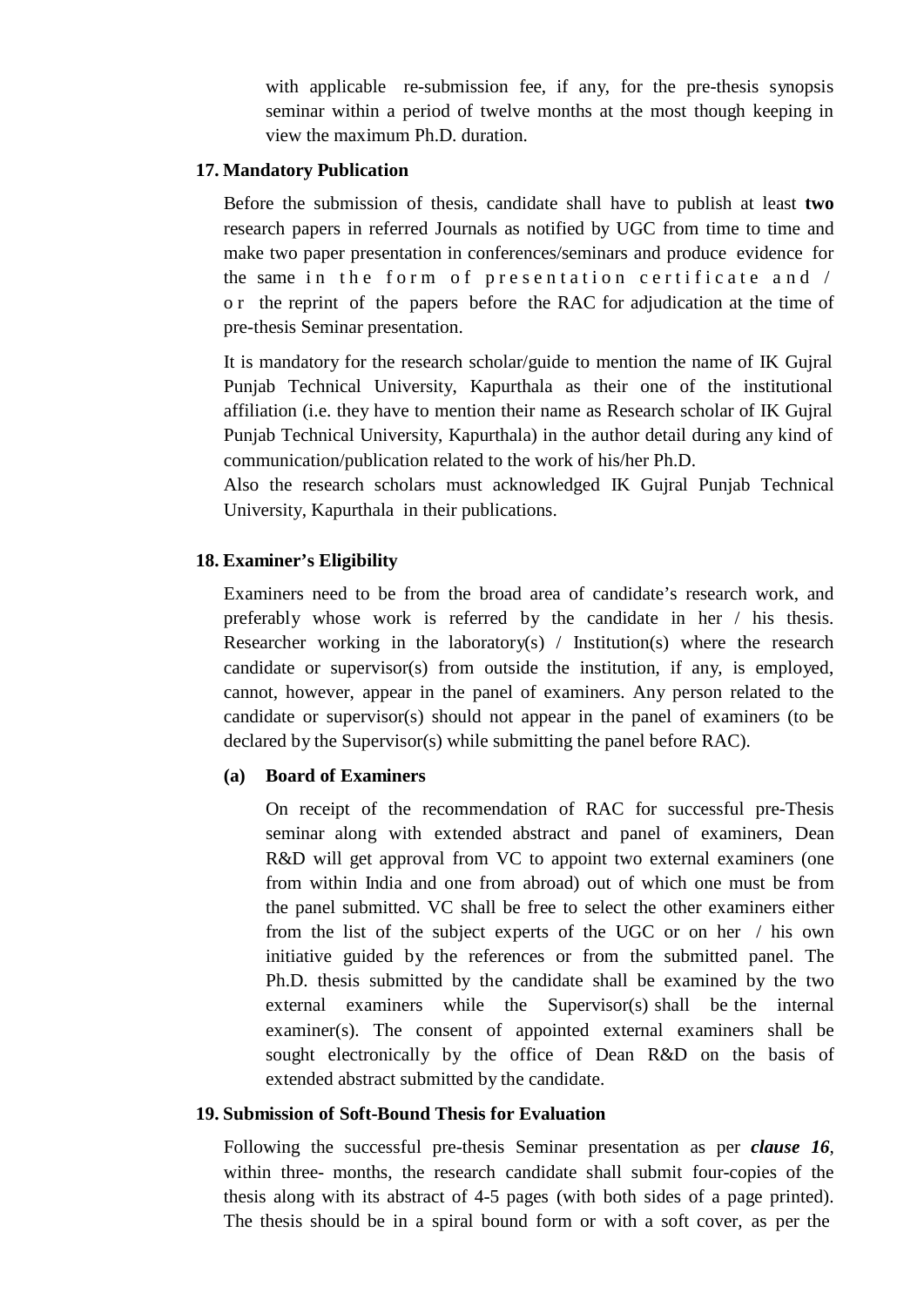with applicable re-submission fee, if any, for the pre-thesis synopsis seminar within a period of twelve months at the most though keeping in view the maximum Ph.D. duration.

**17. Mandatory Publication**

Before the submission of thesis, candidate shall have to publish at least **two** research papers in referred Journals as notified by UGC from time to time and make two paper presentation in conferences/seminars and produce evidence for the same in the form of presentation certificate and / or the reprint of the papers before the RAC for adjudication at the time of pre-thesis Seminar presentation.

It is mandatory for the research scholar/guide to mention the name of IK Gujral Punjab Technical University, Kapurthala as their one of the institutional affiliation (i.e. they have to mention their name as Research scholar of IK Gujral Punjab Technical University, Kapurthala) in the author detail during any kind of communication/publication related to the work of his/her Ph.D.

Also the research scholars must acknowledged IK Gujral Punjab Technical University, Kapurthala in their publications.

**18. Examiner's Eligibility**

Examiners need to be from the broad area of candidate's research work, and preferably whose work is referred by the candidate in her / his thesis. Researcher working in the laboratory(s) / Institution(s) where the research candidate or supervisor(s) from outside the institution, if any, is employed, cannot, however, appear in the panel of examiners. Any person related to the candidate or supervisor(s) should not appear in the panel of examiners (to be declared by the Supervisor(s) while submitting the panel before RAC).

**(a) Board of Examiners**

On receipt of the recommendation of RAC for successful pre-Thesis seminar along with extended abstract and panel of examiners, Dean R&D will get approval from VC to appoint two external examiners (one from within India and one from abroad) out of which one must be from the panel submitted. VC shall be free to select the other examiners either from the list of the subject experts of the UGC or on her / his own initiative guided by the references or from the submitted panel. The Ph.D. thesis submitted by the candidate shall be examined by the two external examiners while the Supervisor(s) shall be the internal examiner(s). The consent of appointed external examiners shall be sought electronically by the office of Dean R&D on the basis of extended abstract submitted by the candidate.

**19. Submission of Soft-Bound Thesis for Evaluation**

Following the successful pre-thesis Seminar presentation as per ***clause 16***, within three- months, the research candidate shall submit four-copies of the thesis along with its abstract of 4-5 pages (with both sides of a page printed). The thesis should be in a spiral bound form or with a soft cover, as per the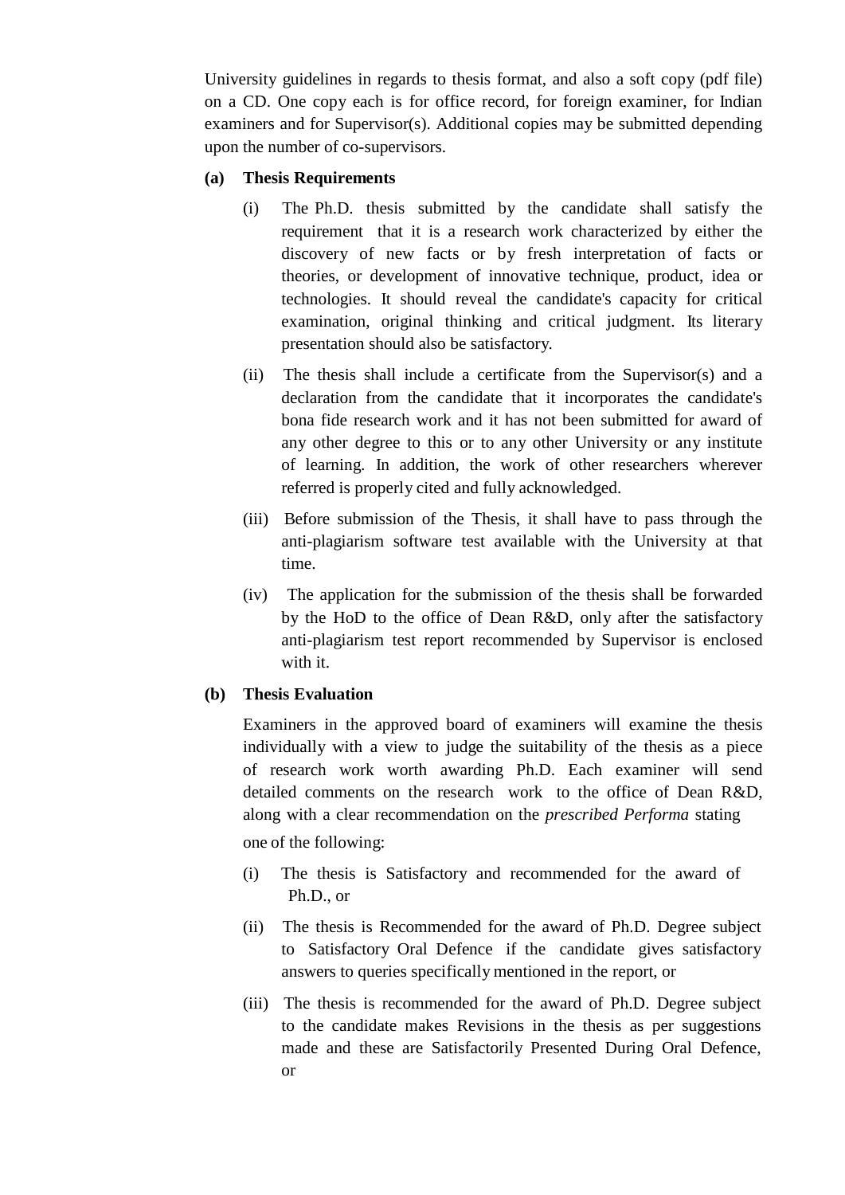University guidelines in regards to thesis format, and also a soft copy (pdf file) on a CD. One copy each is for office record, for foreign examiner, for Indian examiners and for Supervisor(s). Additional copies may be submitted depending upon the number of co-supervisors.

**(a) Thesis Requirements**

(i) The Ph.D. thesis submitted by the candidate shall satisfy the requirement that it is a research work characterized by either the discovery of new facts or by fresh interpretation of facts or theories, or development of innovative technique, product, idea or technologies. It should reveal the candidate's capacity for critical examination, original thinking and critical judgment. Its literary presentation should also be satisfactory.

(ii) The thesis shall include a certificate from the Supervisor(s) and a declaration from the candidate that it incorporates the candidate's bona fide research work and it has not been submitted for award of any other degree to this or to any other University or any institute of learning. In addition, the work of other researchers wherever referred is properly cited and fully acknowledged.

(iii) Before submission of the Thesis, it shall have to pass through the anti-plagiarism software test available with the University at that time.

(iv) The application for the submission of the thesis shall be forwarded by the HoD to the office of Dean R&D, only after the satisfactory anti-plagiarism test report recommended by Supervisor is enclosed with it.

**(b) Thesis Evaluation**

Examiners in the approved board of examiners will examine the thesis individually with a view to judge the suitability of the thesis as a piece of research work worth awarding Ph.D. Each examiner will send detailed comments on the research work to the office of Dean R&D, along with a clear recommendation on the *prescribed Performa* stating one of the following:

(i) The thesis is Satisfactory and recommended for the award of Ph.D., or

(ii) The thesis is Recommended for the award of Ph.D. Degree subject to Satisfactory Oral Defence if the candidate gives satisfactory answers to queries specifically mentioned in the report, or

(iii) The thesis is recommended for the award of Ph.D. Degree subject to the candidate makes Revisions in the thesis as per suggestions made and these are Satisfactorily Presented During Oral Defence, or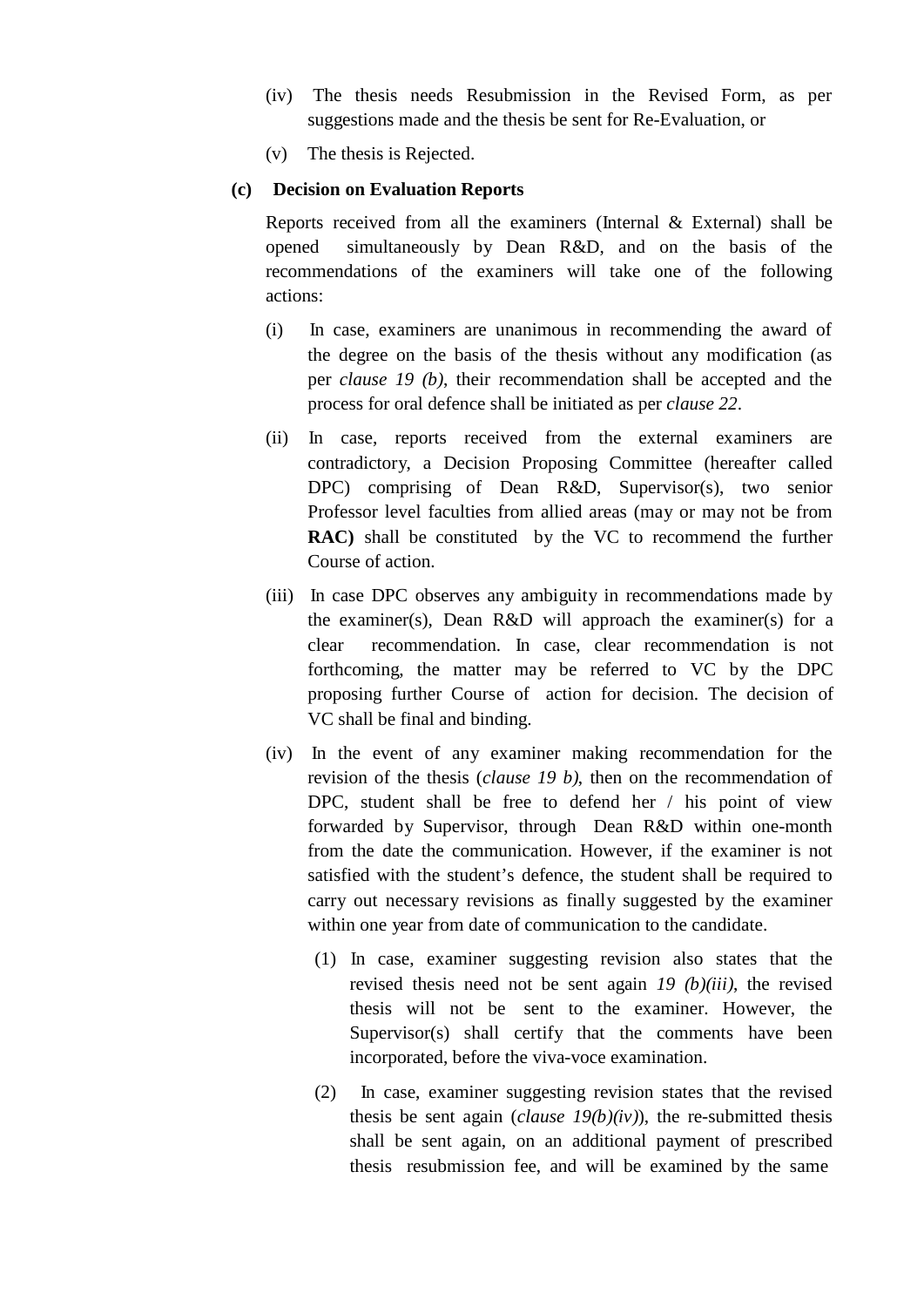(iv) The thesis needs Resubmission in the Revised Form, as per suggestions made and the thesis be sent for Re-Evaluation, or

(v) The thesis is Rejected.

**(c) Decision on Evaluation Reports**

Reports received from all the examiners (Internal & External) shall be opened simultaneously by Dean R&D, and on the basis of the recommendations of the examiners will take one of the following actions:

(i) In case, examiners are unanimous in recommending the award of the degree on the basis of the thesis without any modification (as per *clause 19 (b)*, their recommendation shall be accepted and the process for oral defence shall be initiated as per *clause 22*.

(ii) In case, reports received from the external examiners are contradictory, a Decision Proposing Committee (hereafter called DPC) comprising of Dean R&D, Supervisor(s), two senior Professor level faculties from allied areas (may or may not be from **RAC)** shall be constituted by the VC to recommend the further Course of action.

(iii) In case DPC observes any ambiguity in recommendations made by the examiner(s), Dean R&D will approach the examiner(s) for a clear recommendation. In case, clear recommendation is not forthcoming, the matter may be referred to VC by the DPC proposing further Course of action for decision. The decision of VC shall be final and binding.

(iv) In the event of any examiner making recommendation for the revision of the thesis (*clause 19 b)*, then on the recommendation of DPC, student shall be free to defend her / his point of view forwarded by Supervisor, through Dean R&D within one-month from the date the communication. However, if the examiner is not satisfied with the student's defence, the student shall be required to carry out necessary revisions as finally suggested by the examiner within one year from date of communication to the candidate.

(1) In case, examiner suggesting revision also states that the revised thesis need not be sent again *19 (b)(iii)*, the revised thesis will not be sent to the examiner. However, the Supervisor(s) shall certify that the comments have been incorporated, before the viva-voce examination.

(2) In case, examiner suggesting revision states that the revised thesis be sent again (*clause 19(b)(iv)*), the re-submitted thesis shall be sent again, on an additional payment of prescribed thesis resubmission fee, and will be examined by the same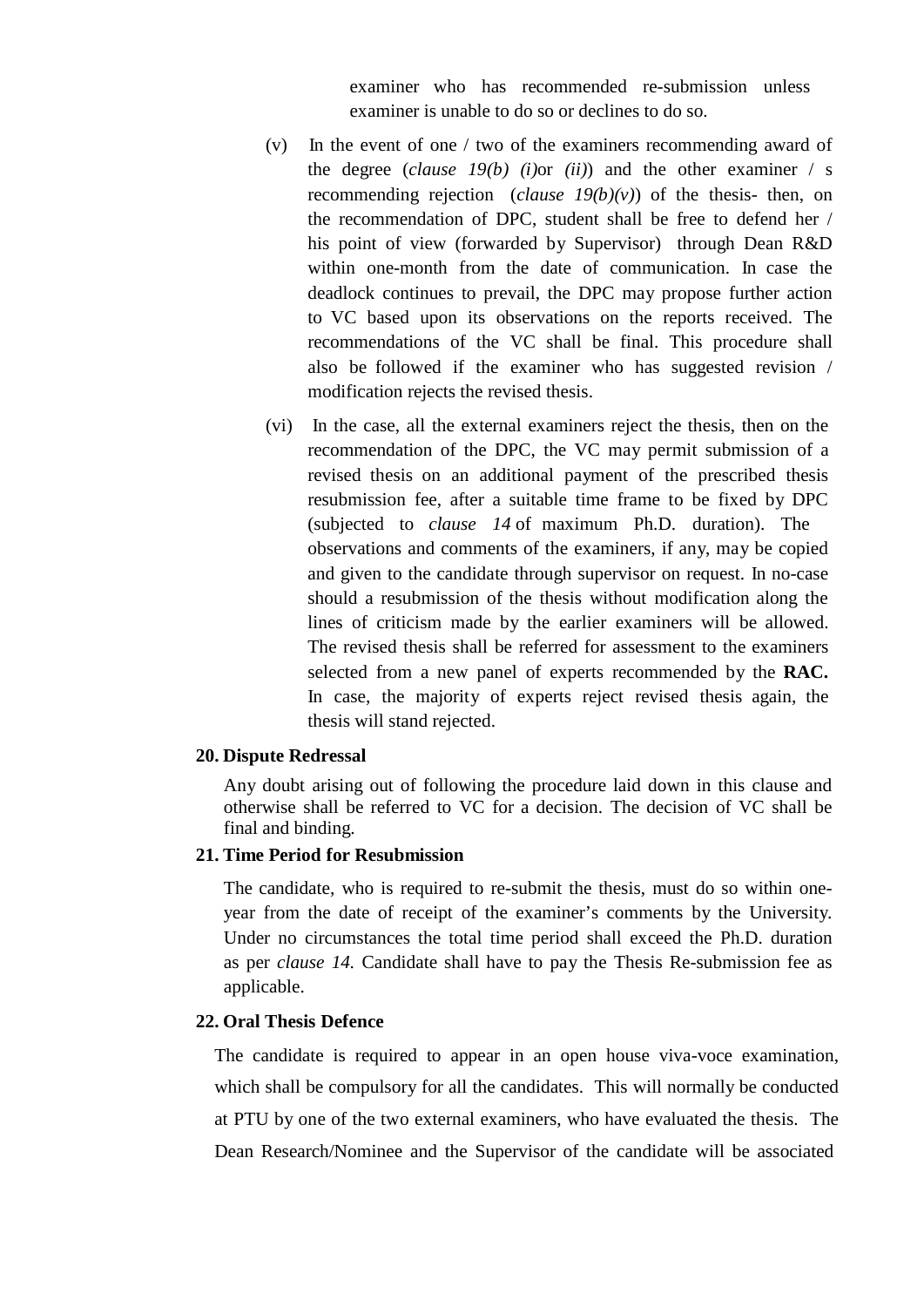examiner who has recommended re-submission unless examiner is unable to do so or declines to do so.

(v) In the event of one / two of the examiners recommending award of the degree (*clause 19(b) (i)*or *(ii)*) and the other examiner / s recommending rejection (*clause 19(b)(v)*) of the thesis- then, on the recommendation of DPC, student shall be free to defend her / his point of view (forwarded by Supervisor) through Dean R&D within one-month from the date of communication. In case the deadlock continues to prevail, the DPC may propose further action to VC based upon its observations on the reports received. The recommendations of the VC shall be final. This procedure shall also be followed if the examiner who has suggested revision / modification rejects the revised thesis.

(vi) In the case, all the external examiners reject the thesis, then on the recommendation of the DPC, the VC may permit submission of a revised thesis on an additional payment of the prescribed thesis resubmission fee, after a suitable time frame to be fixed by DPC (subjected to *clause 14* of maximum Ph.D. duration). The observations and comments of the examiners, if any, may be copied and given to the candidate through supervisor on request. In no-case should a resubmission of the thesis without modification along the lines of criticism made by the earlier examiners will be allowed. The revised thesis shall be referred for assessment to the examiners selected from a new panel of experts recommended by the **RAC.** In case, the majority of experts reject revised thesis again, the thesis will stand rejected.

## 20. Dispute Redressal

Any doubt arising out of following the procedure laid down in this clause and otherwise shall be referred to VC for a decision. The decision of VC shall be final and binding.

## 21. Time Period for Resubmission

The candidate, who is required to re-submit the thesis, must do so within one-year from the date of receipt of the examiner's comments by the University. Under no circumstances the total time period shall exceed the Ph.D. duration as per *clause 14.* Candidate shall have to pay the Thesis Re-submission fee as applicable.

## 22. Oral Thesis Defence

The candidate is required to appear in an open house viva-voce examination, which shall be compulsory for all the candidates. This will normally be conducted at PTU by one of the two external examiners, who have evaluated the thesis. The Dean Research/Nominee and the Supervisor of the candidate will be associated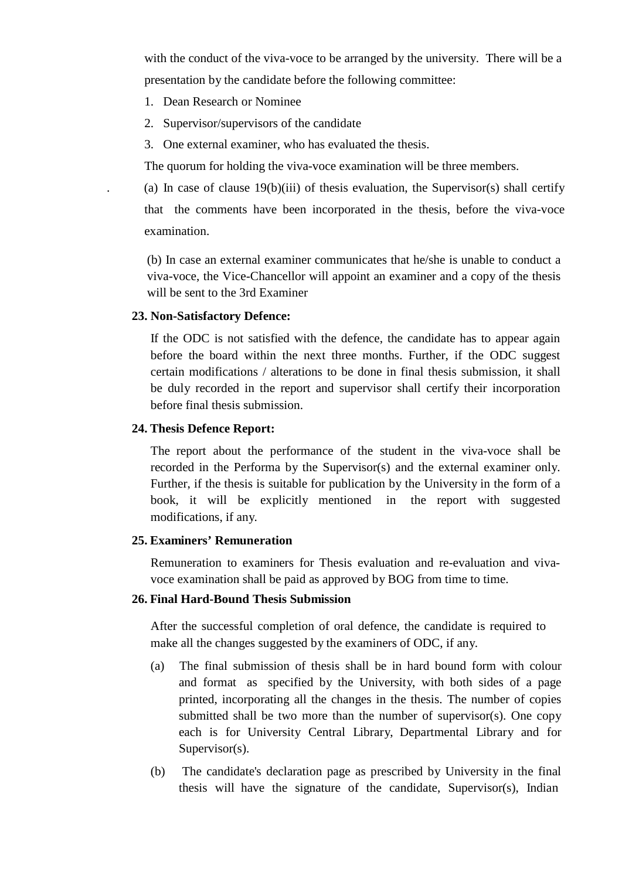with the conduct of the viva-voce to be arranged by the university. There will be a presentation by the candidate before the following committee:

1. Dean Research or Nominee
2. Supervisor/supervisors of the candidate
3. One external examiner, who has evaluated the thesis.

The quorum for holding the viva-voce examination will be three members.

. (a) In case of clause 19(b)(iii) of thesis evaluation, the Supervisor(s) shall certify that the comments have been incorporated in the thesis, before the viva-voce examination.

(b) In case an external examiner communicates that he/she is unable to conduct a viva-voce, the Vice-Chancellor will appoint an examiner and a copy of the thesis will be sent to the 3rd Examiner

**23. Non-Satisfactory Defence:**

If the ODC is not satisfied with the defence, the candidate has to appear again before the board within the next three months. Further, if the ODC suggest certain modifications / alterations to be done in final thesis submission, it shall be duly recorded in the report and supervisor shall certify their incorporation before final thesis submission.

**24. Thesis Defence Report:**

The report about the performance of the student in the viva-voce shall be recorded in the Performa by the Supervisor(s) and the external examiner only. Further, if the thesis is suitable for publication by the University in the form of a book, it will be explicitly mentioned in the report with suggested modifications, if any.

**25. Examiners' Remuneration**

Remuneration to examiners for Thesis evaluation and re-evaluation and viva-voce examination shall be paid as approved by BOG from time to time.

**26. Final Hard-Bound Thesis Submission**

After the successful completion of oral defence, the candidate is required to make all the changes suggested by the examiners of ODC, if any.

(a) The final submission of thesis shall be in hard bound form with colour and format as specified by the University, with both sides of a page printed, incorporating all the changes in the thesis. The number of copies submitted shall be two more than the number of supervisor(s). One copy each is for University Central Library, Departmental Library and for Supervisor(s).

(b) The candidate's declaration page as prescribed by University in the final thesis will have the signature of the candidate, Supervisor(s), Indian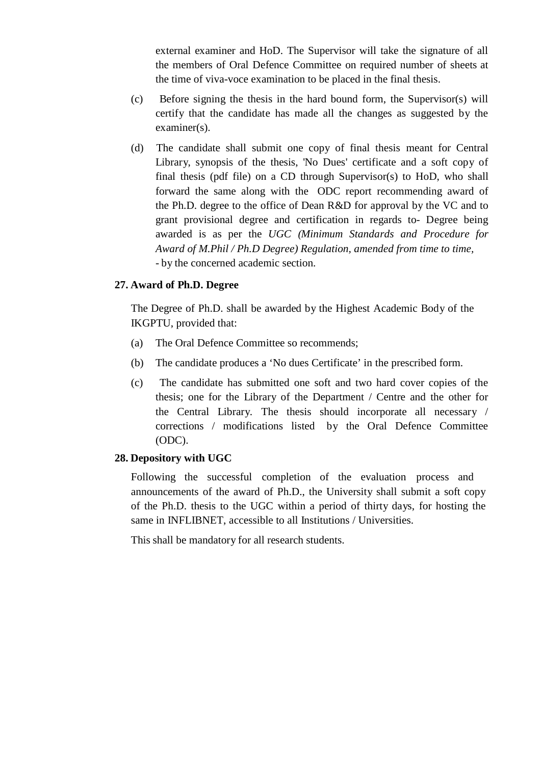external examiner and HoD. The Supervisor will take the signature of all the members of Oral Defence Committee on required number of sheets at the time of viva-voce examination to be placed in the final thesis.

(c) Before signing the thesis in the hard bound form, the Supervisor(s) will certify that the candidate has made all the changes as suggested by the examiner(s).

(d) The candidate shall submit one copy of final thesis meant for Central Library, synopsis of the thesis, 'No Dues' certificate and a soft copy of final thesis (pdf file) on a CD through Supervisor(s) to HoD, who shall forward the same along with the ODC report recommending award of the Ph.D. degree to the office of Dean R&D for approval by the VC and to grant provisional degree and certification in regards to- Degree being awarded is as per the *UGC (Minimum Standards and Procedure for Award of M.Phil / Ph.D Degree) Regulation, amended from time to time,* - by the concerned academic section.

**27. Award of Ph.D. Degree**

The Degree of Ph.D. shall be awarded by the Highest Academic Body of the IKGPTU, provided that:

(a) The Oral Defence Committee so recommends;

(b) The candidate produces a 'No dues Certificate' in the prescribed form.

(c) The candidate has submitted one soft and two hard cover copies of the thesis; one for the Library of the Department / Centre and the other for the Central Library. The thesis should incorporate all necessary / corrections / modifications listed by the Oral Defence Committee (ODC).

**28. Depository with UGC**

Following the successful completion of the evaluation process and announcements of the award of Ph.D., the University shall submit a soft copy of the Ph.D. thesis to the UGC within a period of thirty days, for hosting the same in INFLIBNET, accessible to all Institutions / Universities.

This shall be mandatory for all research students.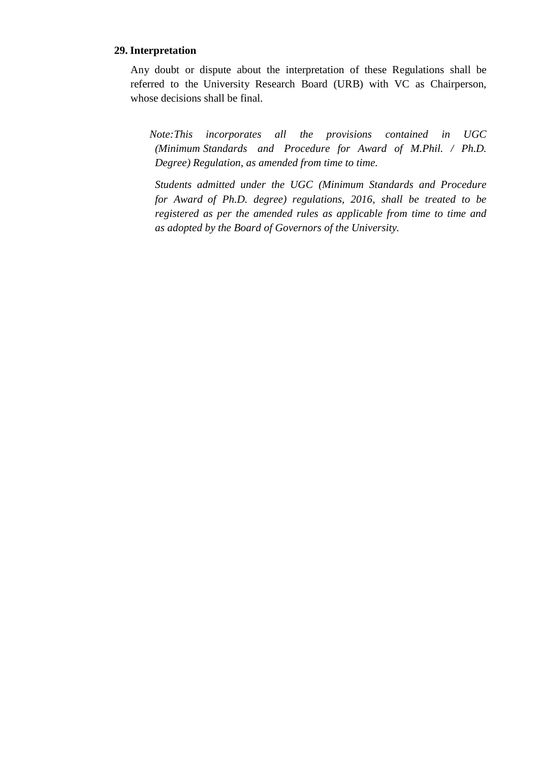### 29. Interpretation

Any doubt or dispute about the interpretation of these Regulations shall be referred to the University Research Board (URB) with VC as Chairperson, whose decisions shall be final.

*Note:This incorporates all the provisions contained in UGC (Minimum Standards and Procedure for Award of M.Phil. / Ph.D. Degree) Regulation, as amended from time to time.*

*Students admitted under the UGC (Minimum Standards and Procedure for Award of Ph.D. degree) regulations, 2016, shall be treated to be registered as per the amended rules as applicable from time to time and as adopted by the Board of Governors of the University.*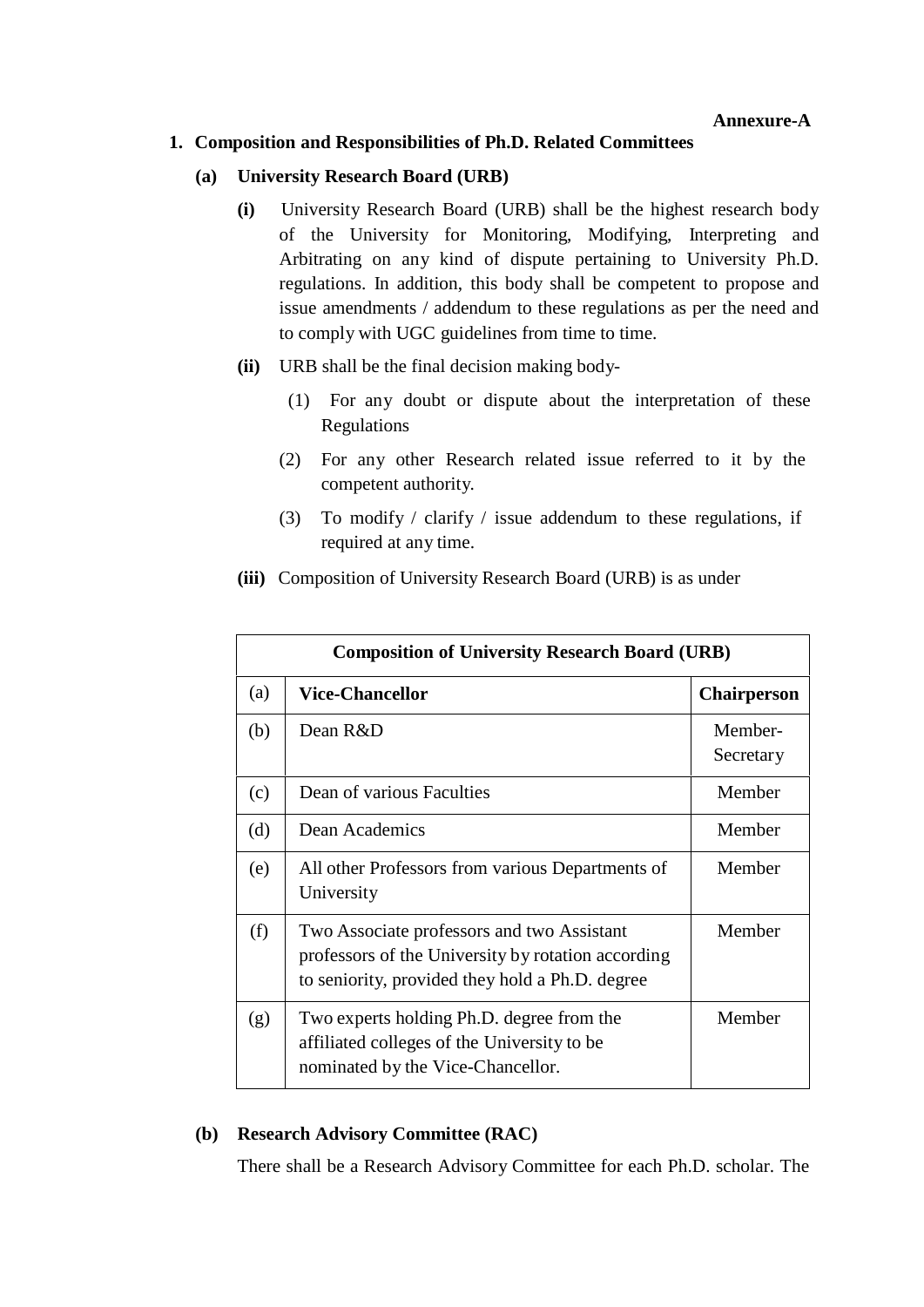**Annexure-A**

## 1. Composition and Responsibilities of Ph.D. Related Committees

### (a) University Research Board (URB)

**(i)** University Research Board (URB) shall be the highest research body of the University for Monitoring, Modifying, Interpreting and Arbitrating on any kind of dispute pertaining to University Ph.D. regulations. In addition, this body shall be competent to propose and issue amendments / addendum to these regulations as per the need and to comply with UGC guidelines from time to time.

**(ii)** URB shall be the final decision making body-

(1) For any doubt or dispute about the interpretation of these Regulations

(2) For any other Research related issue referred to it by the competent authority.

(3) To modify / clarify / issue addendum to these regulations, if required at any time.

**(iii)** Composition of University Research Board (URB) is as under

| **Composition of University Research Board (URB)** | | |
|---|---|---|
| (a) | **Vice-Chancellor** | **Chairperson** |
| (b) | Dean R&D | Member-Secretary |
| (c) | Dean of various Faculties | Member |
| (d) | Dean Academics | Member |
| (e) | All other Professors from various Departments of University | Member |
| (f) | Two Associate professors and two Assistant professors of the University by rotation according to seniority, provided they hold a Ph.D. degree | Member |
| (g) | Two experts holding Ph.D. degree from the affiliated colleges of the University to be nominated by the Vice-Chancellor. | Member |

### (b) Research Advisory Committee (RAC)

There shall be a Research Advisory Committee for each Ph.D. scholar. The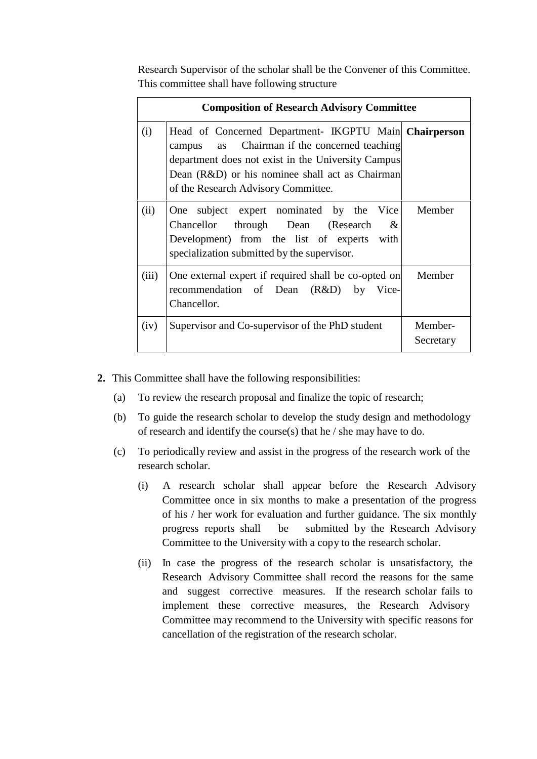Research Supervisor of the scholar shall be the Convener of this Committee. This committee shall have following structure

| Composition of Research Advisory Committee | | |
|---|---|---|
| (i) | Head of Concerned Department- IKGPTU Main campus as Chairman if the concerned teaching department does not exist in the University Campus Dean (R&D) or his nominee shall act as Chairman of the Research Advisory Committee. | **Chairperson** |
| (ii) | One subject expert nominated by the Vice Chancellor through Dean (Research & Development) from the list of experts with specialization submitted by the supervisor. | Member |
| (iii) | One external expert if required shall be co-opted on recommendation of Dean (R&D) by Vice-Chancellor. | Member |
| (iv) | Supervisor and Co-supervisor of the PhD student | Member-Secretary |

**2.** This Committee shall have the following responsibilities:

(a) To review the research proposal and finalize the topic of research;

(b) To guide the research scholar to develop the study design and methodology of research and identify the course(s) that he / she may have to do.

(c) To periodically review and assist in the progress of the research work of the research scholar.

(i) A research scholar shall appear before the Research Advisory Committee once in six months to make a presentation of the progress of his / her work for evaluation and further guidance. The six monthly progress reports shall be submitted by the Research Advisory Committee to the University with a copy to the research scholar.

(ii) In case the progress of the research scholar is unsatisfactory, the Research Advisory Committee shall record the reasons for the same and suggest corrective measures. If the research scholar fails to implement these corrective measures, the Research Advisory Committee may recommend to the University with specific reasons for cancellation of the registration of the research scholar.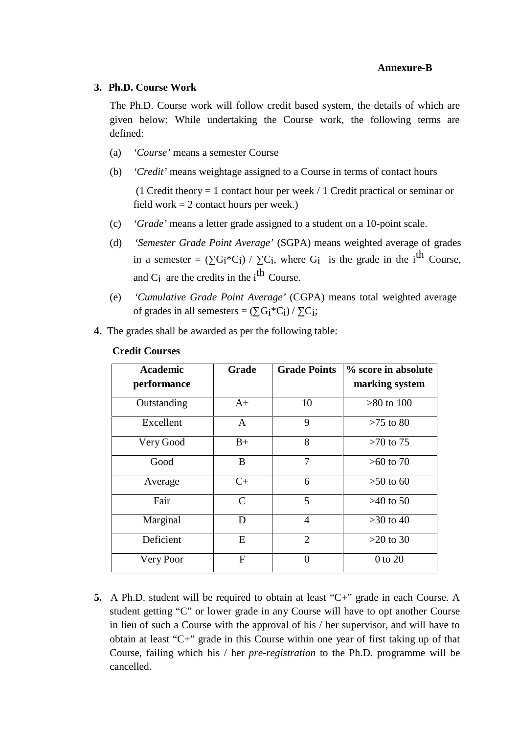**Annexure-B**

**3. Ph.D. Course Work**

The Ph.D. Course work will follow credit based system, the details of which are given below: While undertaking the Course work, the following terms are defined:

(a) *'Course'* means a semester Course

(b) *'Credit'* means weightage assigned to a Course in terms of contact hours

(1 Credit theory = 1 contact hour per week / 1 Credit practical or seminar or field work = 2 contact hours per week.)

(c) *'Grade'* means a letter grade assigned to a student on a 10-point scale.

(d) *'Semester Grade Point Average'* (SGPA) means weighted average of grades in a semester = $(\sum G_i * C_i) / \sum C_i$, where $G_i$ is the grade in the $i^{th}$ Course, and $C_i$ are the credits in the $i^{th}$ Course.

(e) *'Cumulative Grade Point Average'* (CGPA) means total weighted average of grades in all semesters = $(\sum G_i * C_i) / \sum C_i$;

**4.** The grades shall be awarded as per the following table:

**Credit Courses**

| Academic performance | Grade | Grade Points | % score in absolute marking system |
|---|---|---|---|
| Outstanding | A+ | 10 | >80 to 100 |
| Excellent | A | 9 | >75 to 80 |
| Very Good | B+ | 8 | >70 to 75 |
| Good | B | 7 | >60 to 70 |
| Average | C+ | 6 | >50 to 60 |
| Fair | C | 5 | >40 to 50 |
| Marginal | D | 4 | >30 to 40 |
| Deficient | E | 2 | >20 to 30 |
| Very Poor | F | 0 | 0 to 20 |

**5.** A Ph.D. student will be required to obtain at least "C+" grade in each Course. A student getting "C" or lower grade in any Course will have to opt another Course in lieu of such a Course with the approval of his / her supervisor, and will have to obtain at least "C+" grade in this Course within one year of first taking up of that Course, failing which his / her *pre-registration* to the Ph.D. programme will be cancelled.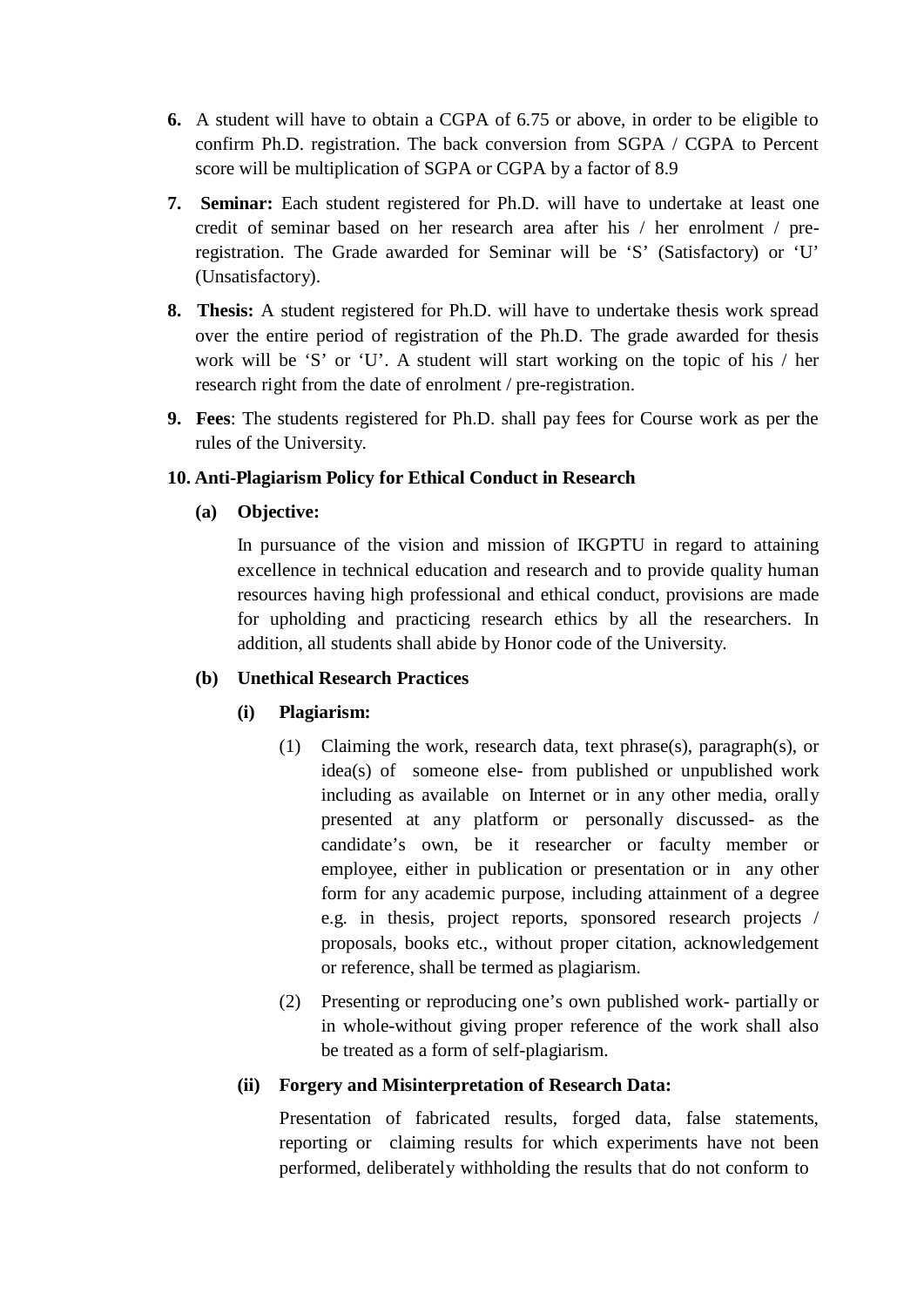6. A student will have to obtain a CGPA of 6.75 or above, in order to be eligible to confirm Ph.D. registration. The back conversion from SGPA / CGPA to Percent score will be multiplication of SGPA or CGPA by a factor of 8.9

7. **Seminar:** Each student registered for Ph.D. will have to undertake at least one credit of seminar based on her research area after his / her enrolment / pre-registration. The Grade awarded for Seminar will be 'S' (Satisfactory) or 'U' (Unsatisfactory).

8. **Thesis:** A student registered for Ph.D. will have to undertake thesis work spread over the entire period of registration of the Ph.D. The grade awarded for thesis work will be 'S' or 'U'. A student will start working on the topic of his / her research right from the date of enrolment / pre-registration.

9. **Fees**: The students registered for Ph.D. shall pay fees for Course work as per the rules of the University.

**10. Anti-Plagiarism Policy for Ethical Conduct in Research**

**(a) Objective:**

In pursuance of the vision and mission of IKGPTU in regard to attaining excellence in technical education and research and to provide quality human resources having high professional and ethical conduct, provisions are made for upholding and practicing research ethics by all the researchers. In addition, all students shall abide by Honor code of the University.

**(b) Unethical Research Practices**

**(i) Plagiarism:**

(1) Claiming the work, research data, text phrase(s), paragraph(s), or idea(s) of someone else- from published or unpublished work including as available on Internet or in any other media, orally presented at any platform or personally discussed- as the candidate's own, be it researcher or faculty member or employee, either in publication or presentation or in any other form for any academic purpose, including attainment of a degree e.g. in thesis, project reports, sponsored research projects / proposals, books etc., without proper citation, acknowledgement or reference, shall be termed as plagiarism.

(2) Presenting or reproducing one's own published work- partially or in whole-without giving proper reference of the work shall also be treated as a form of self-plagiarism.

**(ii) Forgery and Misinterpretation of Research Data:**

Presentation of fabricated results, forged data, false statements, reporting or claiming results for which experiments have not been performed, deliberately withholding the results that do not conform to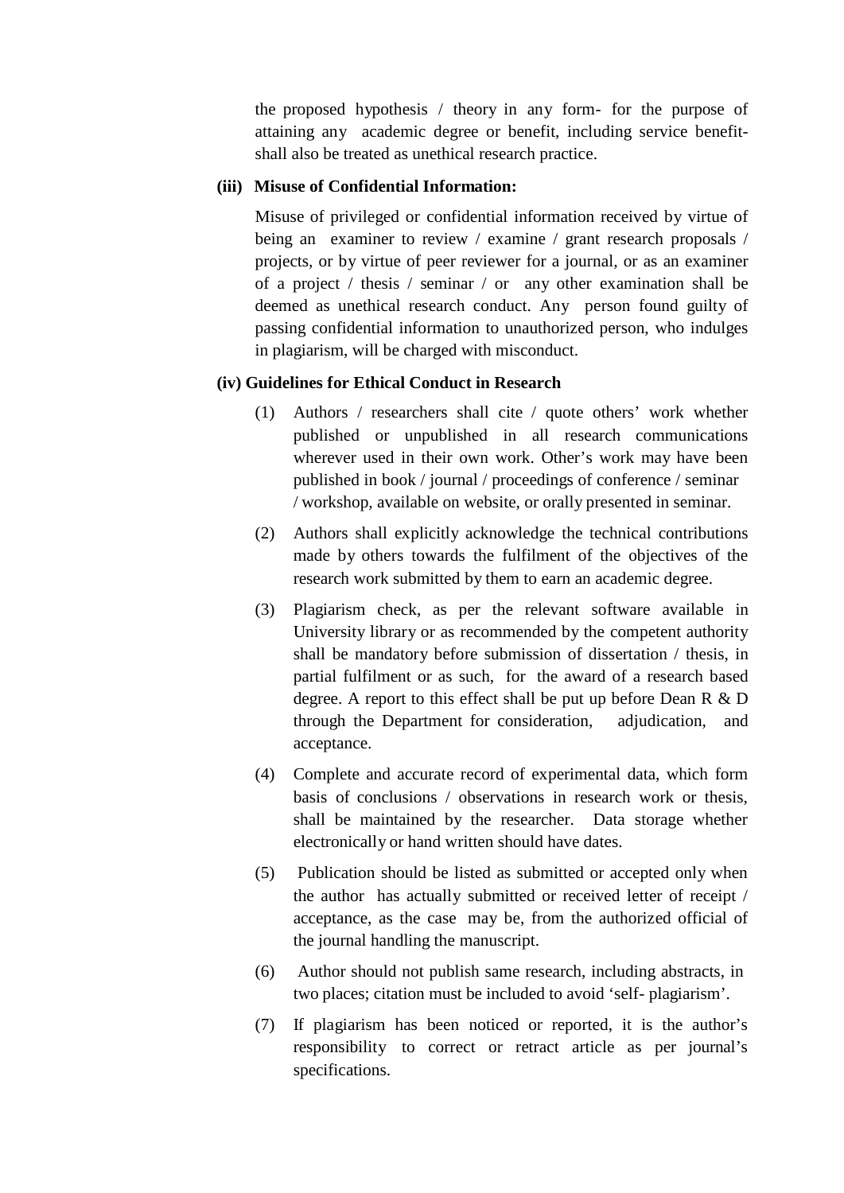the proposed hypothesis / theory in any form- for the purpose of attaining any academic degree or benefit, including service benefit- shall also be treated as unethical research practice.

**(iii) Misuse of Confidential Information:**

Misuse of privileged or confidential information received by virtue of being an examiner to review / examine / grant research proposals / projects, or by virtue of peer reviewer for a journal, or as an examiner of a project / thesis / seminar / or any other examination shall be deemed as unethical research conduct. Any person found guilty of passing confidential information to unauthorized person, who indulges in plagiarism, will be charged with misconduct.

**(iv) Guidelines for Ethical Conduct in Research**

(1) Authors / researchers shall cite / quote others' work whether published or unpublished in all research communications wherever used in their own work. Other's work may have been published in book / journal / proceedings of conference / seminar / workshop, available on website, or orally presented in seminar.

(2) Authors shall explicitly acknowledge the technical contributions made by others towards the fulfilment of the objectives of the research work submitted by them to earn an academic degree.

(3) Plagiarism check, as per the relevant software available in University library or as recommended by the competent authority shall be mandatory before submission of dissertation / thesis, in partial fulfilment or as such, for the award of a research based degree. A report to this effect shall be put up before Dean R & D through the Department for consideration, adjudication, and acceptance.

(4) Complete and accurate record of experimental data, which form basis of conclusions / observations in research work or thesis, shall be maintained by the researcher. Data storage whether electronically or hand written should have dates.

(5) Publication should be listed as submitted or accepted only when the author has actually submitted or received letter of receipt / acceptance, as the case may be, from the authorized official of the journal handling the manuscript.

(6) Author should not publish same research, including abstracts, in two places; citation must be included to avoid 'self- plagiarism'.

(7) If plagiarism has been noticed or reported, it is the author's responsibility to correct or retract article as per journal's specifications.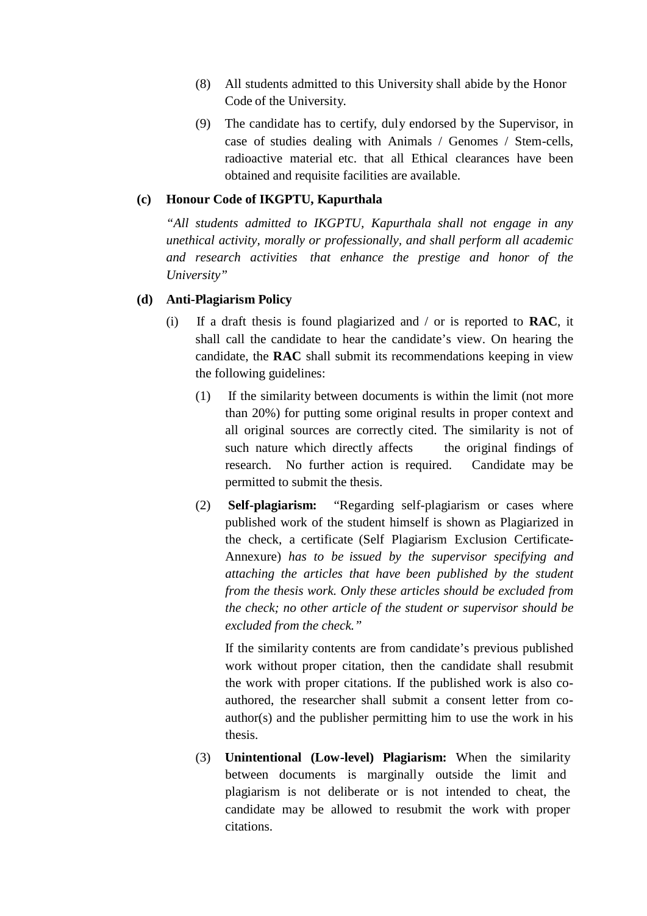(8) All students admitted to this University shall abide by the Honor Code of the University.

(9) The candidate has to certify, duly endorsed by the Supervisor, in case of studies dealing with Animals / Genomes / Stem-cells, radioactive material etc. that all Ethical clearances have been obtained and requisite facilities are available.

**(c) Honour Code of IKGPTU, Kapurthala**

*"All students admitted to IKGPTU, Kapurthala shall not engage in any unethical activity, morally or professionally, and shall perform all academic and research activities that enhance the prestige and honor of the University"*

**(d) Anti-Plagiarism Policy**

(i) If a draft thesis is found plagiarized and / or is reported to **RAC**, it shall call the candidate to hear the candidate's view. On hearing the candidate, the **RAC** shall submit its recommendations keeping in view the following guidelines:

(1) If the similarity between documents is within the limit (not more than 20%) for putting some original results in proper context and all original sources are correctly cited. The similarity is not of such nature which directly affects the original findings of research. No further action is required. Candidate may be permitted to submit the thesis.

(2) **Self-plagiarism:** "Regarding self-plagiarism or cases where published work of the student himself is shown as Plagiarized in the check, a certificate (Self Plagiarism Exclusion Certificate-Annexure) *has to be issued by the supervisor specifying and attaching the articles that have been published by the student from the thesis work. Only these articles should be excluded from the check; no other article of the student or supervisor should be excluded from the check."*

If the similarity contents are from candidate's previous published work without proper citation, then the candidate shall resubmit the work with proper citations. If the published work is also co-authored, the researcher shall submit a consent letter from co-author(s) and the publisher permitting him to use the work in his thesis.

(3) **Unintentional (Low-level) Plagiarism:** When the similarity between documents is marginally outside the limit and plagiarism is not deliberate or is not intended to cheat, the candidate may be allowed to resubmit the work with proper citations.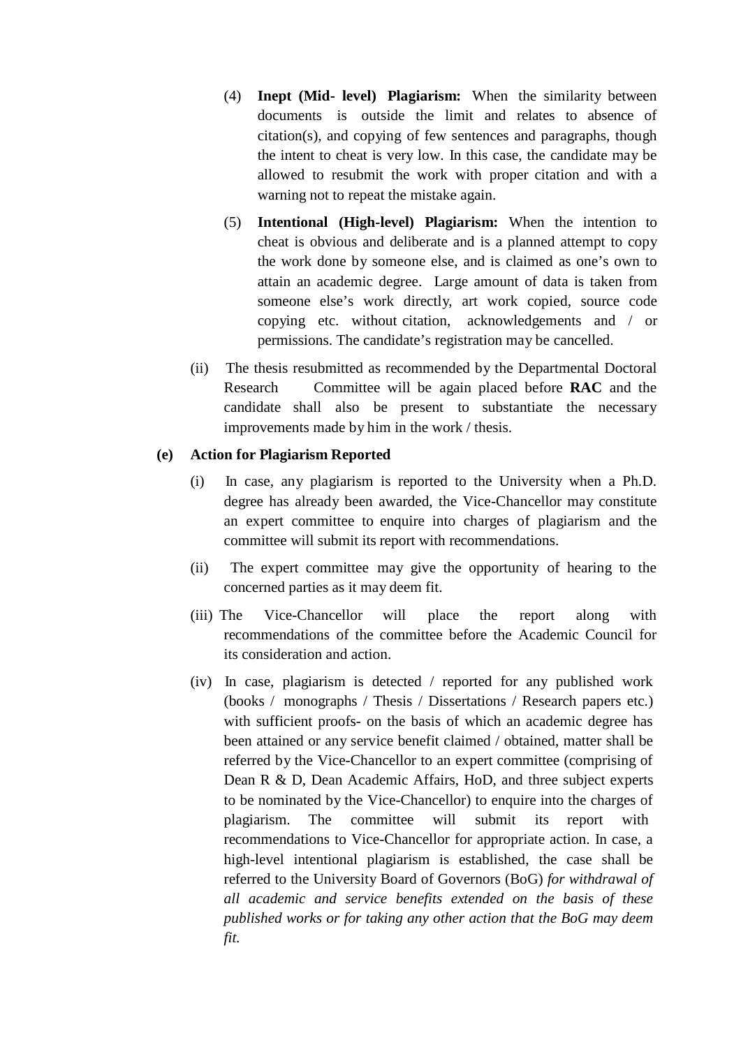(4) **Inept (Mid- level) Plagiarism:** When the similarity between documents is outside the limit and relates to absence of citation(s), and copying of few sentences and paragraphs, though the intent to cheat is very low. In this case, the candidate may be allowed to resubmit the work with proper citation and with a warning not to repeat the mistake again.

(5) **Intentional (High-level) Plagiarism:** When the intention to cheat is obvious and deliberate and is a planned attempt to copy the work done by someone else, and is claimed as one's own to attain an academic degree. Large amount of data is taken from someone else's work directly, art work copied, source code copying etc. without citation, acknowledgements and / or permissions. The candidate's registration may be cancelled.

(ii) The thesis resubmitted as recommended by the Departmental Doctoral Research Committee will be again placed before **RAC** and the candidate shall also be present to substantiate the necessary improvements made by him in the work / thesis.

**(e) Action for Plagiarism Reported**

(i) In case, any plagiarism is reported to the University when a Ph.D. degree has already been awarded, the Vice-Chancellor may constitute an expert committee to enquire into charges of plagiarism and the committee will submit its report with recommendations.

(ii) The expert committee may give the opportunity of hearing to the concerned parties as it may deem fit.

(iii) The Vice-Chancellor will place the report along with recommendations of the committee before the Academic Council for its consideration and action.

(iv) In case, plagiarism is detected / reported for any published work (books / monographs / Thesis / Dissertations / Research papers etc.) with sufficient proofs- on the basis of which an academic degree has been attained or any service benefit claimed / obtained, matter shall be referred by the Vice-Chancellor to an expert committee (comprising of Dean R & D, Dean Academic Affairs, HoD, and three subject experts to be nominated by the Vice-Chancellor) to enquire into the charges of plagiarism. The committee will submit its report with recommendations to Vice-Chancellor for appropriate action. In case, a high-level intentional plagiarism is established, the case shall be referred to the University Board of Governors (BoG) *for withdrawal of all academic and service benefits extended on the basis of these published works or for taking any other action that the BoG may deem fit.*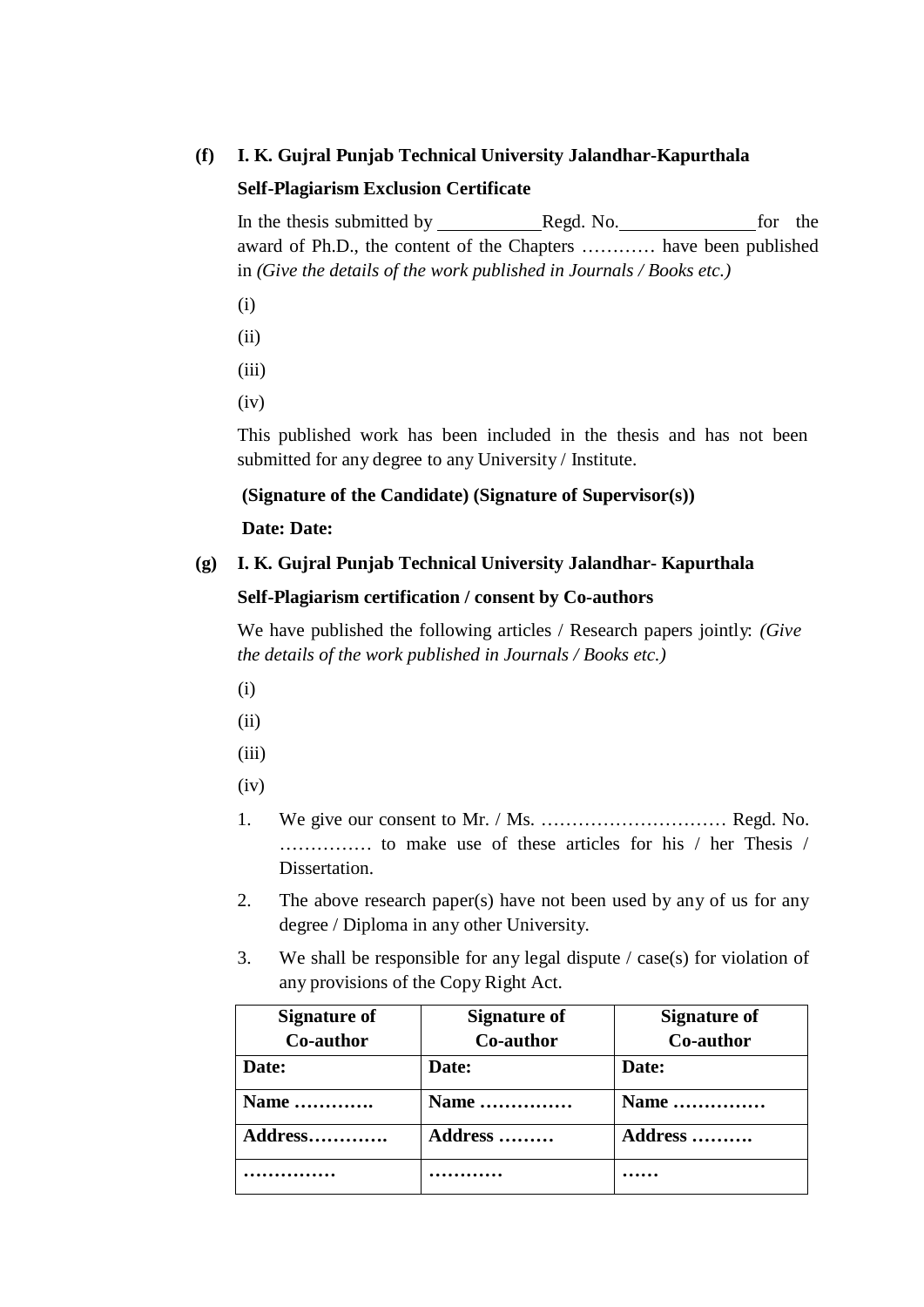**(f) I. K. Gujral Punjab Technical University Jalandhar-Kapurthala**

**Self-Plagiarism Exclusion Certificate**

In the thesis submitted by ___________Regd. No.______________for the award of Ph.D., the content of the Chapters ………… have been published in *(Give the details of the work published in Journals / Books etc.)*

(i)

(ii)

(iii)

(iv)

This published work has been included in the thesis and has not been submitted for any degree to any University / Institute.

**(Signature of the Candidate) (Signature of Supervisor(s))**

**Date: Date:**

**(g) I. K. Gujral Punjab Technical University Jalandhar- Kapurthala**

**Self-Plagiarism certification / consent by Co-authors**

We have published the following articles / Research papers jointly: *(Give the details of the work published in Journals / Books etc.)*

(i)

(ii)

(iii)

(iv)

1. We give our consent to Mr. / Ms. ………………………… Regd. No. …………… to make use of these articles for his / her Thesis / Dissertation.
2. The above research paper(s) have not been used by any of us for any degree / Diploma in any other University.
3. We shall be responsible for any legal dispute / case(s) for violation of any provisions of the Copy Right Act.

| **Signature of Co-author** | **Signature of Co-author** | **Signature of Co-author** |
|---|---|---|
| **Date:** | **Date:** | **Date:** |
| **Name ………….** | **Name ……………** | **Name ……………** |
| **Address………….** | **Address ………** | **Address ……….** |
| **……………** | **…………** | **……** |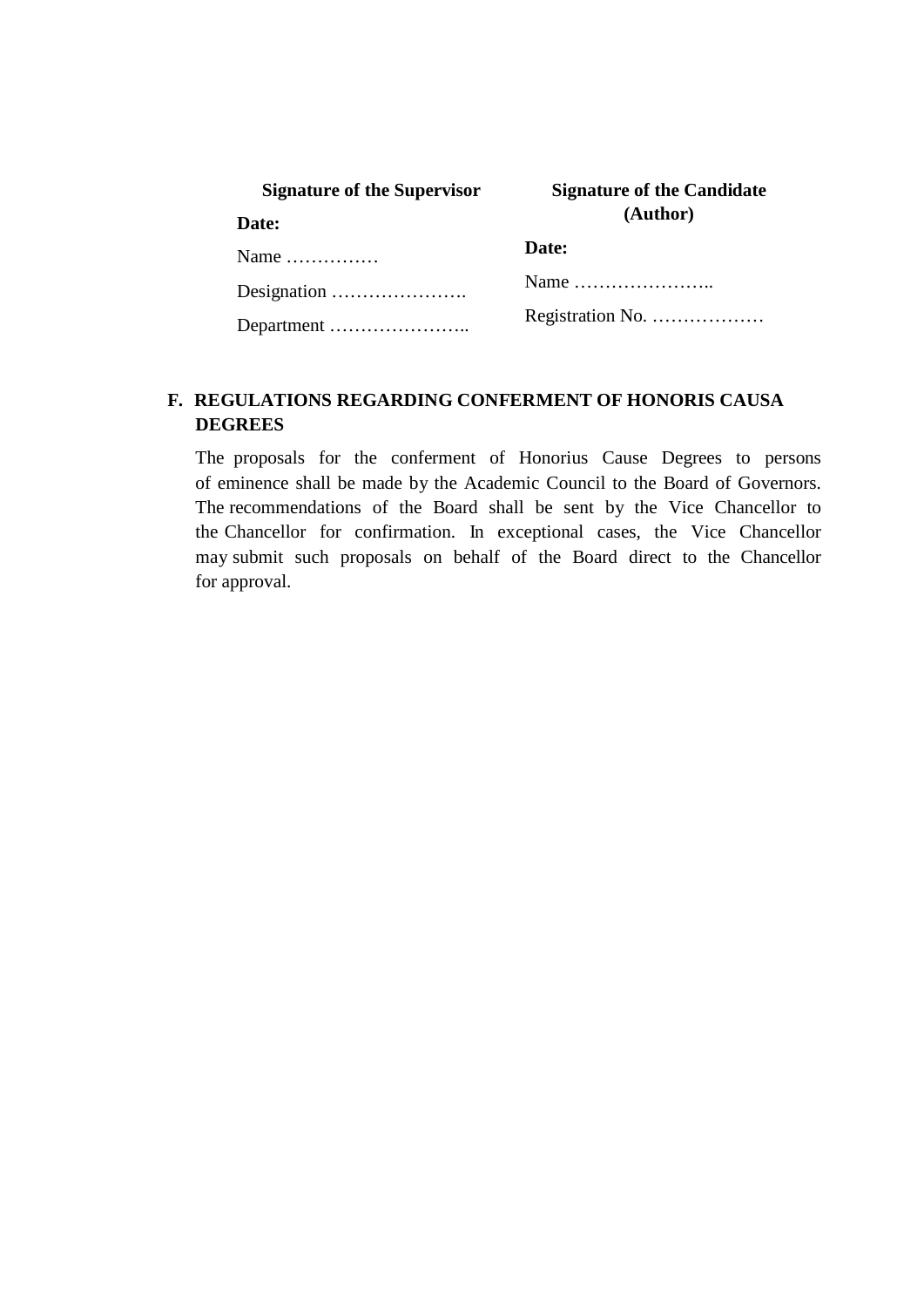**Signature of the Supervisor**

**Date:**

Name ……………

Designation ………………….

Department …………………..

**Signature of the Candidate (Author)**

**Date:**

Name …………………..

Registration No. ………………

**F. REGULATIONS REGARDING CONFERMENT OF HONORIS CAUSA DEGREES**

The proposals for the conferment of Honorius Cause Degrees to persons of eminence shall be made by the Academic Council to the Board of Governors. The recommendations of the Board shall be sent by the Vice Chancellor to the Chancellor for confirmation. In exceptional cases, the Vice Chancellor may submit such proposals on behalf of the Board direct to the Chancellor for approval.